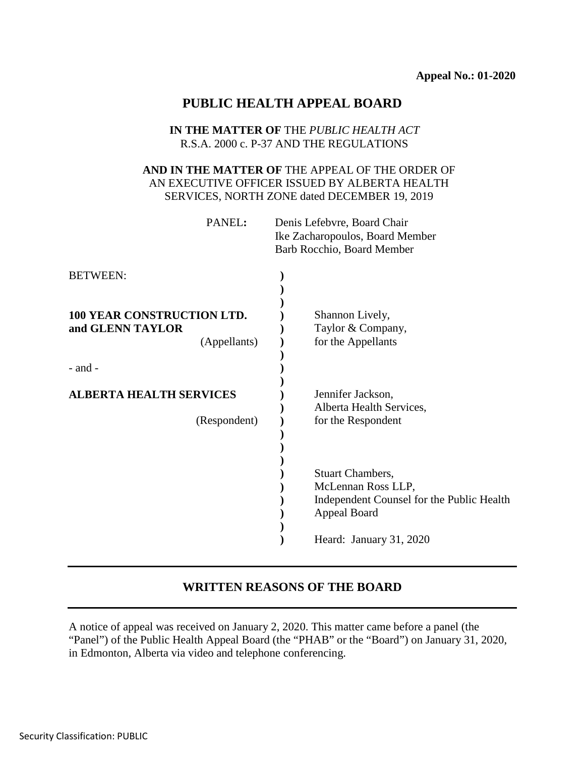**Appeal No.: 01-2020**

# PUBLIC HEALTH APPEAL BOARD

**IN THE MATTER OF** THE *PUBLIC HEALTH ACT*
R.S.A. 2000 c. P-37 AND THE REGULATIONS

**AND IN THE MATTER OF** THE APPEAL OF THE ORDER OF AN EXECUTIVE OFFICER ISSUED BY ALBERTA HEALTH SERVICES, NORTH ZONE dated DECEMBER 19, 2019

PANEL**:** Denis Lefebvre, Board Chair
Ike Zacharopoulos, Board Member
Barb Rocchio, Board Member

| | |
|---|---|
| BETWEEN: | |
| **100 YEAR CONSTRUCTION LTD. and GLENN TAYLOR** (Appellants) | Shannon Lively, Taylor & Company, for the Appellants |
| - and - | |
| **ALBERTA HEALTH SERVICES** (Respondent) | Jennifer Jackson, Alberta Health Services, for the Respondent |
| | Stuart Chambers, McLennan Ross LLP, Independent Counsel for the Public Health Appeal Board |
| | Heard: January 31, 2020 |

## WRITTEN REASONS OF THE BOARD

A notice of appeal was received on January 2, 2020. This matter came before a panel (the "Panel") of the Public Health Appeal Board (the "PHAB" or the "Board") on January 31, 2020, in Edmonton, Alberta via video and telephone conferencing.

Security Classification: PUBLIC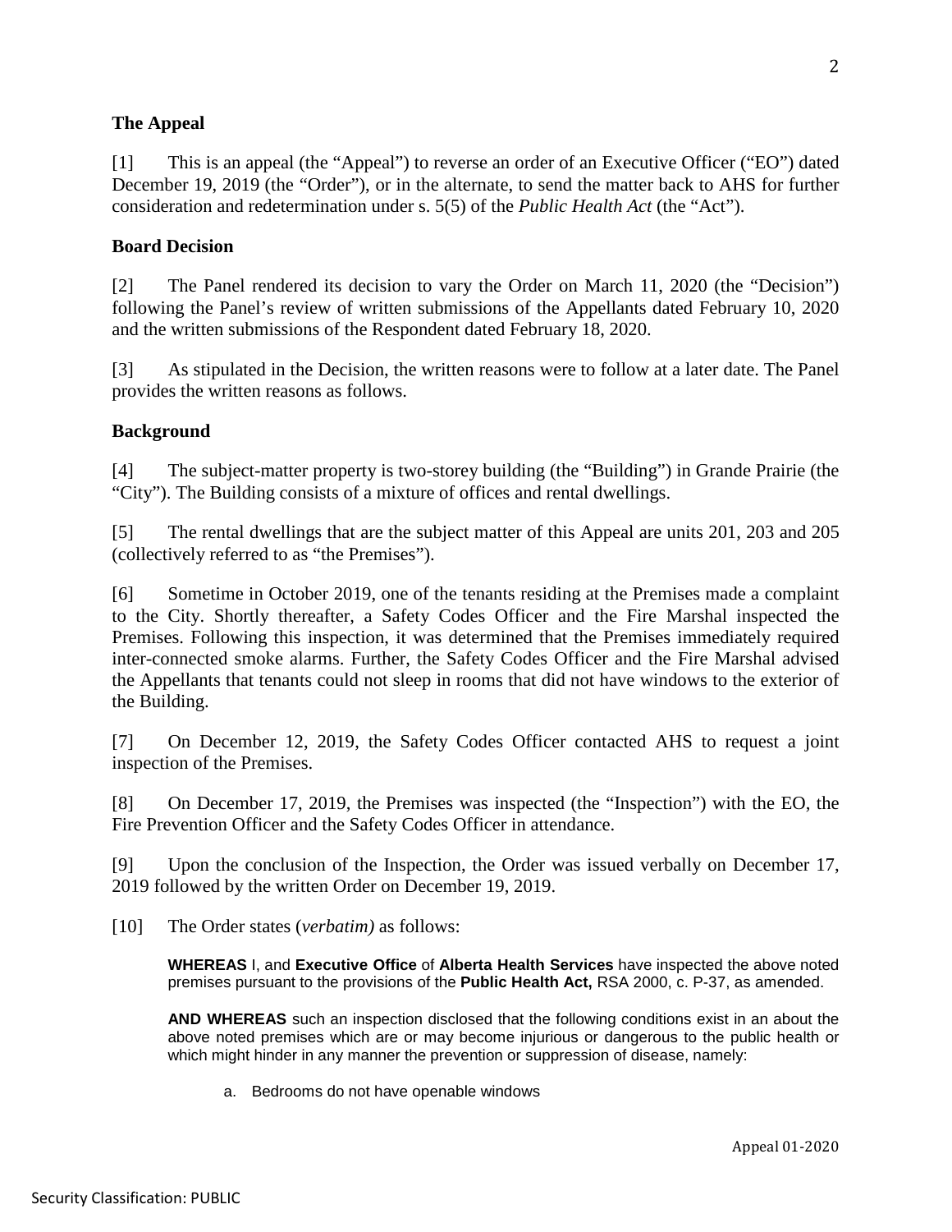### The Appeal

[1] This is an appeal (the "Appeal") to reverse an order of an Executive Officer ("EO") dated December 19, 2019 (the "Order"), or in the alternate, to send the matter back to AHS for further consideration and redetermination under s. 5(5) of the *Public Health Act* (the "Act").

### Board Decision

[2] The Panel rendered its decision to vary the Order on March 11, 2020 (the "Decision") following the Panel's review of written submissions of the Appellants dated February 10, 2020 and the written submissions of the Respondent dated February 18, 2020.

[3] As stipulated in the Decision, the written reasons were to follow at a later date. The Panel provides the written reasons as follows.

### Background

[4] The subject-matter property is two-storey building (the "Building") in Grande Prairie (the "City"). The Building consists of a mixture of offices and rental dwellings.

[5] The rental dwellings that are the subject matter of this Appeal are units 201, 203 and 205 (collectively referred to as "the Premises").

[6] Sometime in October 2019, one of the tenants residing at the Premises made a complaint to the City. Shortly thereafter, a Safety Codes Officer and the Fire Marshal inspected the Premises. Following this inspection, it was determined that the Premises immediately required inter-connected smoke alarms. Further, the Safety Codes Officer and the Fire Marshal advised the Appellants that tenants could not sleep in rooms that did not have windows to the exterior of the Building.

[7] On December 12, 2019, the Safety Codes Officer contacted AHS to request a joint inspection of the Premises.

[8] On December 17, 2019, the Premises was inspected (the "Inspection") with the EO, the Fire Prevention Officer and the Safety Codes Officer in attendance.

[9] Upon the conclusion of the Inspection, the Order was issued verbally on December 17, 2019 followed by the written Order on December 19, 2019.

[10] The Order states (*verbatim)* as follows:

> **WHEREAS** I, and **Executive Office** of **Alberta Health Services** have inspected the above noted premises pursuant to the provisions of the **Public Health Act,** RSA 2000, c. P-37, as amended.
>
> **AND WHEREAS** such an inspection disclosed that the following conditions exist in an about the above noted premises which are or may become injurious or dangerous to the public health or which might hinder in any manner the prevention or suppression of disease, namely:
>
> a. Bedrooms do not have openable windows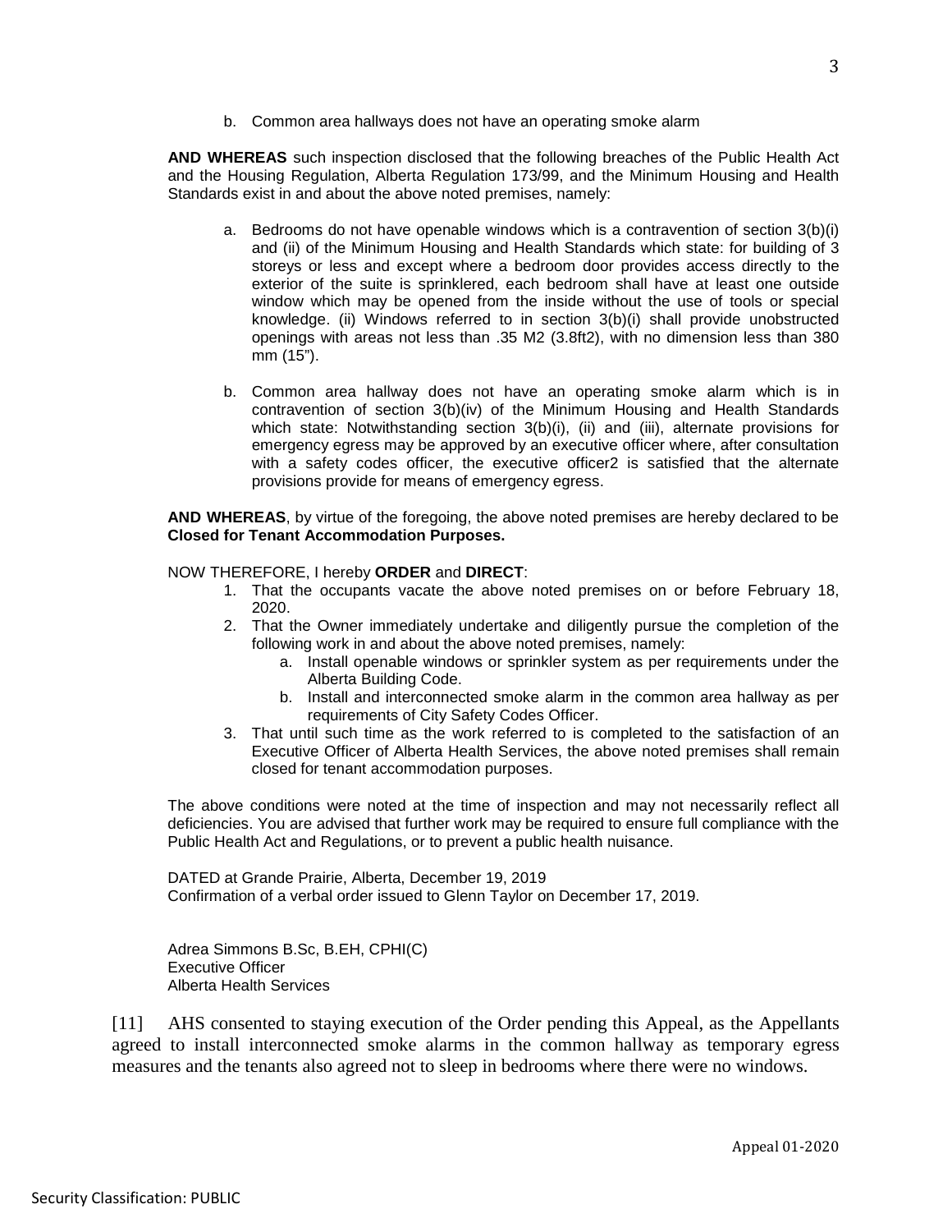b. Common area hallways does not have an operating smoke alarm

**AND WHEREAS** such inspection disclosed that the following breaches of the Public Health Act and the Housing Regulation, Alberta Regulation 173/99, and the Minimum Housing and Health Standards exist in and about the above noted premises, namely:

a. Bedrooms do not have openable windows which is a contravention of section 3(b)(i) and (ii) of the Minimum Housing and Health Standards which state: for building of 3 storeys or less and except where a bedroom door provides access directly to the exterior of the suite is sprinklered, each bedroom shall have at least one outside window which may be opened from the inside without the use of tools or special knowledge. (ii) Windows referred to in section 3(b)(i) shall provide unobstructed openings with areas not less than .35 M2 (3.8ft2), with no dimension less than 380 mm (15").

b. Common area hallway does not have an operating smoke alarm which is in contravention of section 3(b)(iv) of the Minimum Housing and Health Standards which state: Notwithstanding section 3(b)(i), (ii) and (iii), alternate provisions for emergency egress may be approved by an executive officer where, after consultation with a safety codes officer, the executive officer2 is satisfied that the alternate provisions provide for means of emergency egress.

**AND WHEREAS**, by virtue of the foregoing, the above noted premises are hereby declared to be **Closed for Tenant Accommodation Purposes.**

NOW THEREFORE, I hereby **ORDER** and **DIRECT**:

1. That the occupants vacate the above noted premises on or before February 18, 2020.
2. That the Owner immediately undertake and diligently pursue the completion of the following work in and about the above noted premises, namely:
   a. Install openable windows or sprinkler system as per requirements under the Alberta Building Code.
   b. Install and interconnected smoke alarm in the common area hallway as per requirements of City Safety Codes Officer.
3. That until such time as the work referred to is completed to the satisfaction of an Executive Officer of Alberta Health Services, the above noted premises shall remain closed for tenant accommodation purposes.

The above conditions were noted at the time of inspection and may not necessarily reflect all deficiencies. You are advised that further work may be required to ensure full compliance with the Public Health Act and Regulations, or to prevent a public health nuisance.

DATED at Grande Prairie, Alberta, December 19, 2019
Confirmation of a verbal order issued to Glenn Taylor on December 17, 2019.

Adrea Simmons B.Sc, B.EH, CPHI(C)
Executive Officer
Alberta Health Services

[11] AHS consented to staying execution of the Order pending this Appeal, as the Appellants agreed to install interconnected smoke alarms in the common hallway as temporary egress measures and the tenants also agreed not to sleep in bedrooms where there were no windows.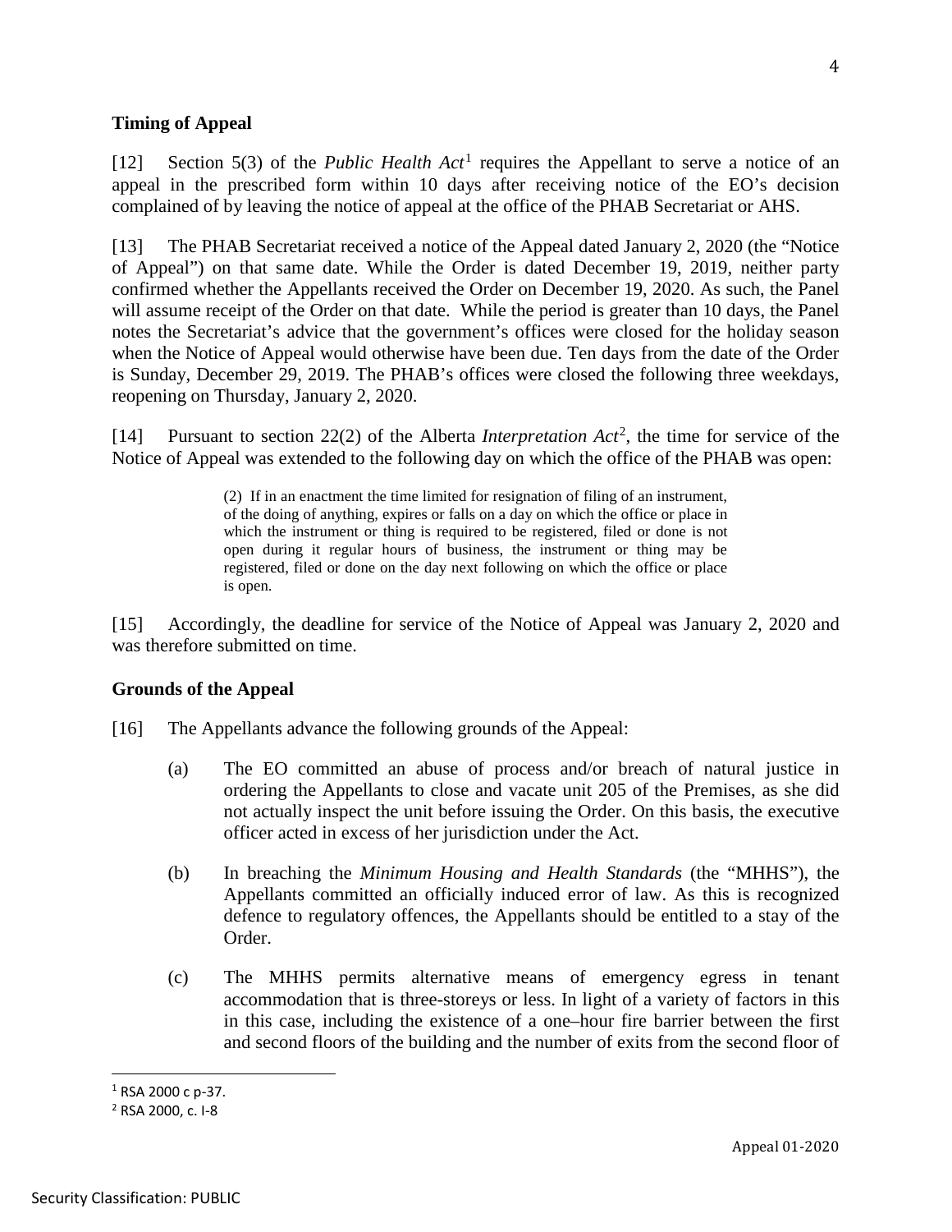**Timing of Appeal**

[12] Section 5(3) of the *Public Health Act*[1] requires the Appellant to serve a notice of an appeal in the prescribed form within 10 days after receiving notice of the EO's decision complained of by leaving the notice of appeal at the office of the PHAB Secretariat or AHS.

[13] The PHAB Secretariat received a notice of the Appeal dated January 2, 2020 (the "Notice of Appeal") on that same date. While the Order is dated December 19, 2019, neither party confirmed whether the Appellants received the Order on December 19, 2020. As such, the Panel will assume receipt of the Order on that date. While the period is greater than 10 days, the Panel notes the Secretariat's advice that the government's offices were closed for the holiday season when the Notice of Appeal would otherwise have been due. Ten days from the date of the Order is Sunday, December 29, 2019. The PHAB's offices were closed the following three weekdays, reopening on Thursday, January 2, 2020.

[14] Pursuant to section 22(2) of the Alberta *Interpretation Act*[2], the time for service of the Notice of Appeal was extended to the following day on which the office of the PHAB was open:

> (2) If in an enactment the time limited for resignation of filing of an instrument, of the doing of anything, expires or falls on a day on which the office or place in which the instrument or thing is required to be registered, filed or done is not open during it regular hours of business, the instrument or thing may be registered, filed or done on the day next following on which the office or place is open.

[15] Accordingly, the deadline for service of the Notice of Appeal was January 2, 2020 and was therefore submitted on time.

**Grounds of the Appeal**

[16] The Appellants advance the following grounds of the Appeal:

(a) The EO committed an abuse of process and/or breach of natural justice in ordering the Appellants to close and vacate unit 205 of the Premises, as she did not actually inspect the unit before issuing the Order. On this basis, the executive officer acted in excess of her jurisdiction under the Act.

(b) In breaching the *Minimum Housing and Health Standards* (the "MHHS"), the Appellants committed an officially induced error of law. As this is recognized defence to regulatory offences, the Appellants should be entitled to a stay of the Order.

(c) The MHHS permits alternative means of emergency egress in tenant accommodation that is three-storeys or less. In light of a variety of factors in this in this case, including the existence of a one–hour fire barrier between the first and second floors of the building and the number of exits from the second floor of

---

[1] RSA 2000 c p-37.

[2] RSA 2000, c. I-8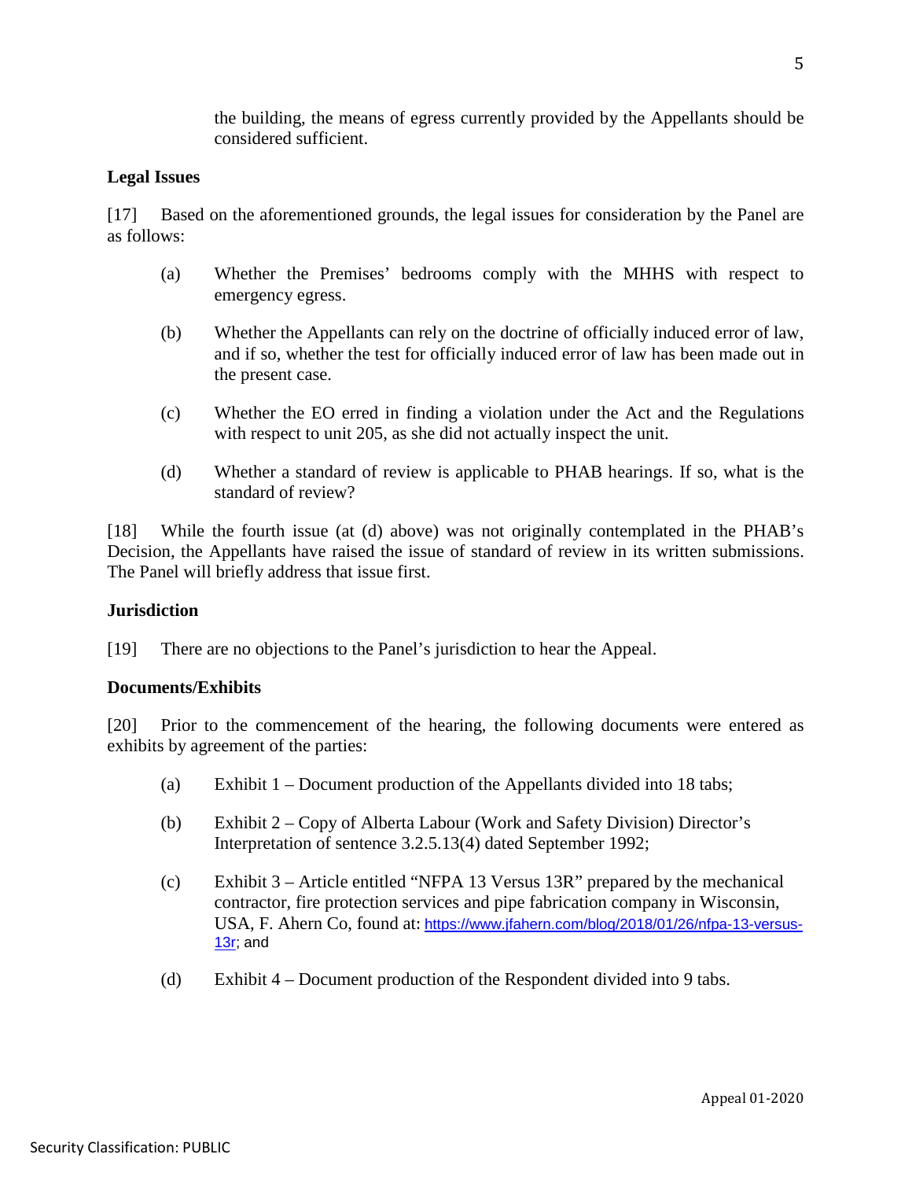the building, the means of egress currently provided by the Appellants should be considered sufficient.

**Legal Issues**

[17] Based on the aforementioned grounds, the legal issues for consideration by the Panel are as follows:

(a) Whether the Premises' bedrooms comply with the MHHS with respect to emergency egress.

(b) Whether the Appellants can rely on the doctrine of officially induced error of law, and if so, whether the test for officially induced error of law has been made out in the present case.

(c) Whether the EO erred in finding a violation under the Act and the Regulations with respect to unit 205, as she did not actually inspect the unit.

(d) Whether a standard of review is applicable to PHAB hearings. If so, what is the standard of review?

[18] While the fourth issue (at (d) above) was not originally contemplated in the PHAB's Decision, the Appellants have raised the issue of standard of review in its written submissions. The Panel will briefly address that issue first.

**Jurisdiction**

[19] There are no objections to the Panel's jurisdiction to hear the Appeal.

**Documents/Exhibits**

[20] Prior to the commencement of the hearing, the following documents were entered as exhibits by agreement of the parties:

(a) Exhibit 1 – Document production of the Appellants divided into 18 tabs;

(b) Exhibit 2 – Copy of Alberta Labour (Work and Safety Division) Director's Interpretation of sentence 3.2.5.13(4) dated September 1992;

(c) Exhibit 3 – Article entitled "NFPA 13 Versus 13R" prepared by the mechanical contractor, fire protection services and pipe fabrication company in Wisconsin, USA, F. Ahern Co, found at: https://www.jfahern.com/blog/2018/01/26/nfpa-13-versus-13r; and

(d) Exhibit 4 – Document production of the Respondent divided into 9 tabs.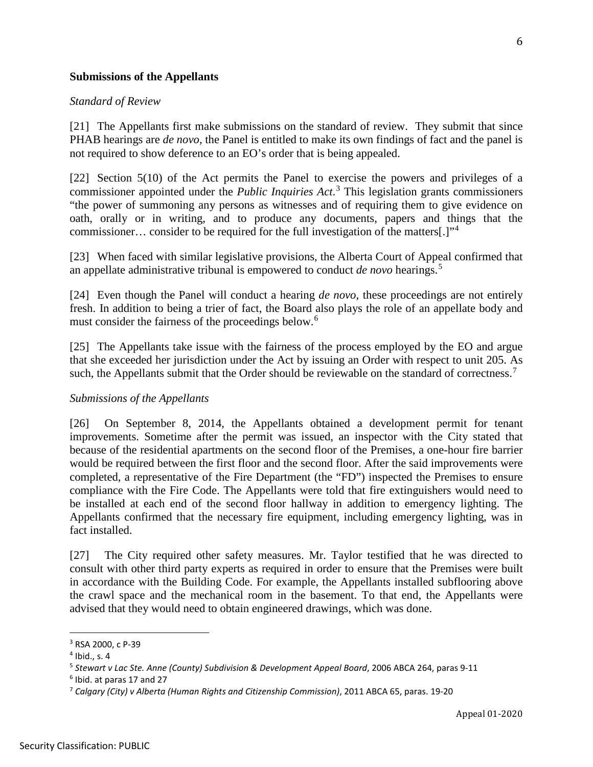**Submissions of the Appellants**

*Standard of Review*

[21] The Appellants first make submissions on the standard of review. They submit that since PHAB hearings are *de novo*, the Panel is entitled to make its own findings of fact and the panel is not required to show deference to an EO's order that is being appealed.

[22] Section 5(10) of the Act permits the Panel to exercise the powers and privileges of a commissioner appointed under the *Public Inquiries Act*.[3] This legislation grants commissioners "the power of summoning any persons as witnesses and of requiring them to give evidence on oath, orally or in writing, and to produce any documents, papers and things that the commissioner… consider to be required for the full investigation of the matters[.]"[4]

[23] When faced with similar legislative provisions, the Alberta Court of Appeal confirmed that an appellate administrative tribunal is empowered to conduct *de novo* hearings.[5]

[24] Even though the Panel will conduct a hearing *de novo*, these proceedings are not entirely fresh. In addition to being a trier of fact, the Board also plays the role of an appellate body and must consider the fairness of the proceedings below.[6]

[25] The Appellants take issue with the fairness of the process employed by the EO and argue that she exceeded her jurisdiction under the Act by issuing an Order with respect to unit 205. As such, the Appellants submit that the Order should be reviewable on the standard of correctness.[7]

*Submissions of the Appellants*

[26] On September 8, 2014, the Appellants obtained a development permit for tenant improvements. Sometime after the permit was issued, an inspector with the City stated that because of the residential apartments on the second floor of the Premises, a one-hour fire barrier would be required between the first floor and the second floor. After the said improvements were completed, a representative of the Fire Department (the "FD") inspected the Premises to ensure compliance with the Fire Code. The Appellants were told that fire extinguishers would need to be installed at each end of the second floor hallway in addition to emergency lighting. The Appellants confirmed that the necessary fire equipment, including emergency lighting, was in fact installed.

[27] The City required other safety measures. Mr. Taylor testified that he was directed to consult with other third party experts as required in order to ensure that the Premises were built in accordance with the Building Code. For example, the Appellants installed subflooring above the crawl space and the mechanical room in the basement. To that end, the Appellants were advised that they would need to obtain engineered drawings, which was done.

---

[3] RSA 2000, c P-39

[4] Ibid., s. 4

[5] *Stewart v Lac Ste. Anne (County) Subdivision & Development Appeal Board*, 2006 ABCA 264, paras 9-11

[6] Ibid. at paras 17 and 27

[7] *Calgary (City) v Alberta (Human Rights and Citizenship Commission)*, 2011 ABCA 65, paras. 19-20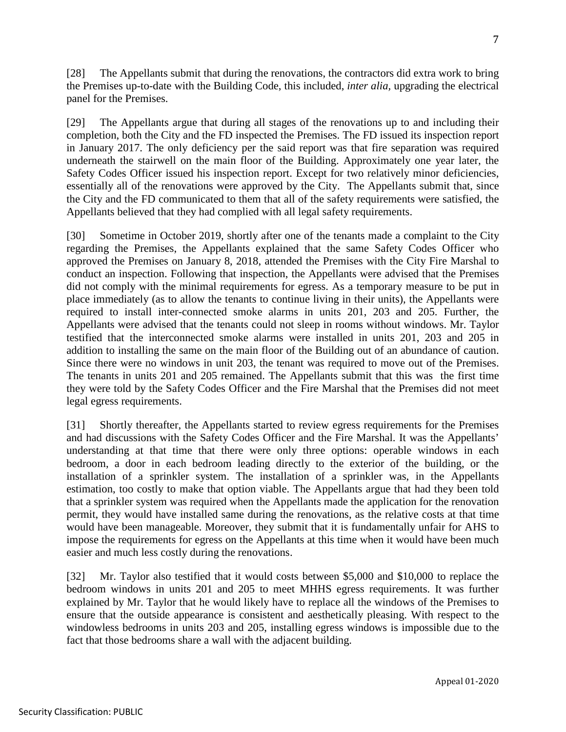[28] The Appellants submit that during the renovations, the contractors did extra work to bring the Premises up-to-date with the Building Code, this included, *inter alia*, upgrading the electrical panel for the Premises.

[29] The Appellants argue that during all stages of the renovations up to and including their completion, both the City and the FD inspected the Premises. The FD issued its inspection report in January 2017. The only deficiency per the said report was that fire separation was required underneath the stairwell on the main floor of the Building. Approximately one year later, the Safety Codes Officer issued his inspection report. Except for two relatively minor deficiencies, essentially all of the renovations were approved by the City. The Appellants submit that, since the City and the FD communicated to them that all of the safety requirements were satisfied, the Appellants believed that they had complied with all legal safety requirements.

[30] Sometime in October 2019, shortly after one of the tenants made a complaint to the City regarding the Premises, the Appellants explained that the same Safety Codes Officer who approved the Premises on January 8, 2018, attended the Premises with the City Fire Marshal to conduct an inspection. Following that inspection, the Appellants were advised that the Premises did not comply with the minimal requirements for egress. As a temporary measure to be put in place immediately (as to allow the tenants to continue living in their units), the Appellants were required to install inter-connected smoke alarms in units 201, 203 and 205. Further, the Appellants were advised that the tenants could not sleep in rooms without windows. Mr. Taylor testified that the interconnected smoke alarms were installed in units 201, 203 and 205 in addition to installing the same on the main floor of the Building out of an abundance of caution. Since there were no windows in unit 203, the tenant was required to move out of the Premises. The tenants in units 201 and 205 remained. The Appellants submit that this was the first time they were told by the Safety Codes Officer and the Fire Marshal that the Premises did not meet legal egress requirements.

[31] Shortly thereafter, the Appellants started to review egress requirements for the Premises and had discussions with the Safety Codes Officer and the Fire Marshal. It was the Appellants' understanding at that time that there were only three options: operable windows in each bedroom, a door in each bedroom leading directly to the exterior of the building, or the installation of a sprinkler system. The installation of a sprinkler was, in the Appellants estimation, too costly to make that option viable. The Appellants argue that had they been told that a sprinkler system was required when the Appellants made the application for the renovation permit, they would have installed same during the renovations, as the relative costs at that time would have been manageable. Moreover, they submit that it is fundamentally unfair for AHS to impose the requirements for egress on the Appellants at this time when it would have been much easier and much less costly during the renovations.

[32] Mr. Taylor also testified that it would costs between $5,000 and $10,000 to replace the bedroom windows in units 201 and 205 to meet MHHS egress requirements. It was further explained by Mr. Taylor that he would likely have to replace all the windows of the Premises to ensure that the outside appearance is consistent and aesthetically pleasing. With respect to the windowless bedrooms in units 203 and 205, installing egress windows is impossible due to the fact that those bedrooms share a wall with the adjacent building.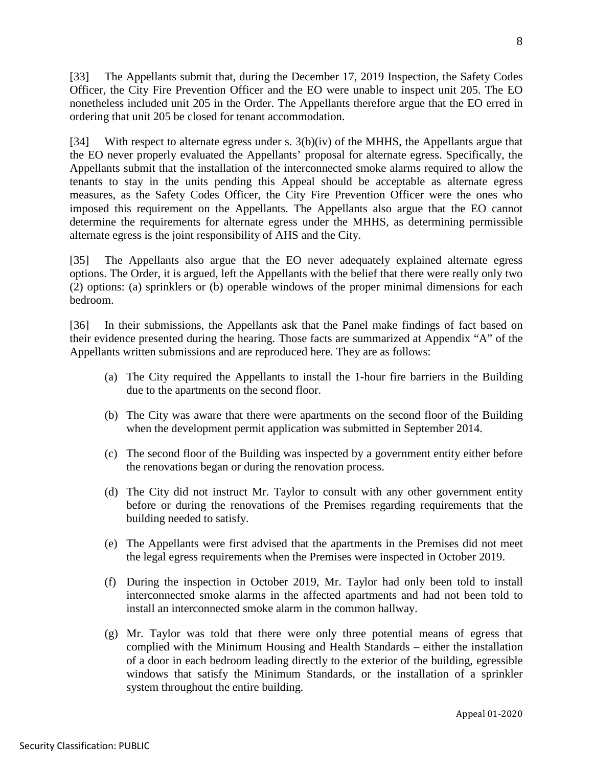[33] The Appellants submit that, during the December 17, 2019 Inspection, the Safety Codes Officer, the City Fire Prevention Officer and the EO were unable to inspect unit 205. The EO nonetheless included unit 205 in the Order. The Appellants therefore argue that the EO erred in ordering that unit 205 be closed for tenant accommodation.

[34] With respect to alternate egress under s. 3(b)(iv) of the MHHS, the Appellants argue that the EO never properly evaluated the Appellants' proposal for alternate egress. Specifically, the Appellants submit that the installation of the interconnected smoke alarms required to allow the tenants to stay in the units pending this Appeal should be acceptable as alternate egress measures, as the Safety Codes Officer, the City Fire Prevention Officer were the ones who imposed this requirement on the Appellants. The Appellants also argue that the EO cannot determine the requirements for alternate egress under the MHHS, as determining permissible alternate egress is the joint responsibility of AHS and the City.

[35] The Appellants also argue that the EO never adequately explained alternate egress options. The Order, it is argued, left the Appellants with the belief that there were really only two (2) options: (a) sprinklers or (b) operable windows of the proper minimal dimensions for each bedroom.

[36] In their submissions, the Appellants ask that the Panel make findings of fact based on their evidence presented during the hearing. Those facts are summarized at Appendix "A" of the Appellants written submissions and are reproduced here. They are as follows:

(a) The City required the Appellants to install the 1-hour fire barriers in the Building due to the apartments on the second floor.

(b) The City was aware that there were apartments on the second floor of the Building when the development permit application was submitted in September 2014.

(c) The second floor of the Building was inspected by a government entity either before the renovations began or during the renovation process.

(d) The City did not instruct Mr. Taylor to consult with any other government entity before or during the renovations of the Premises regarding requirements that the building needed to satisfy.

(e) The Appellants were first advised that the apartments in the Premises did not meet the legal egress requirements when the Premises were inspected in October 2019.

(f) During the inspection in October 2019, Mr. Taylor had only been told to install interconnected smoke alarms in the affected apartments and had not been told to install an interconnected smoke alarm in the common hallway.

(g) Mr. Taylor was told that there were only three potential means of egress that complied with the Minimum Housing and Health Standards – either the installation of a door in each bedroom leading directly to the exterior of the building, egressible windows that satisfy the Minimum Standards, or the installation of a sprinkler system throughout the entire building.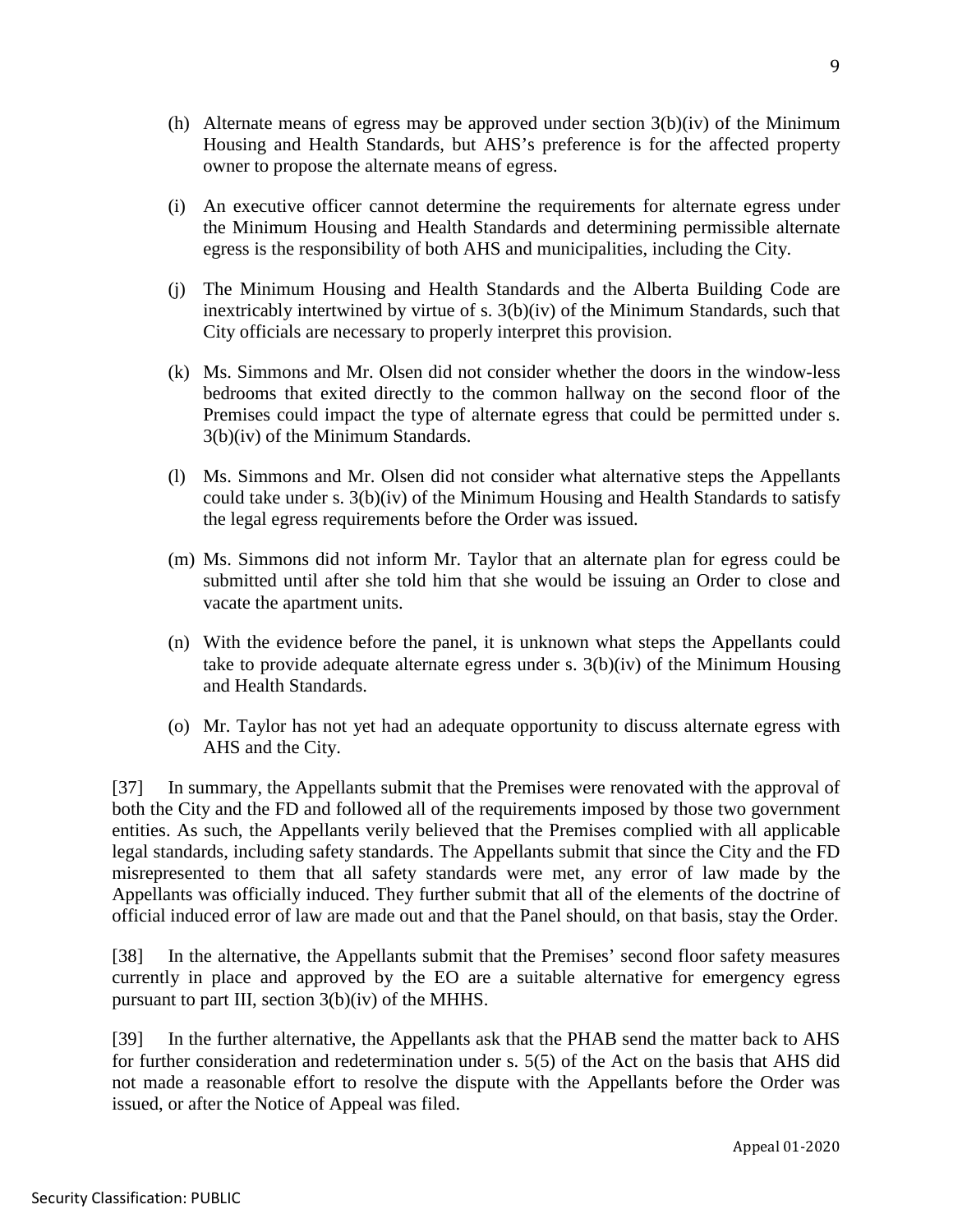(h) Alternate means of egress may be approved under section 3(b)(iv) of the Minimum Housing and Health Standards, but AHS's preference is for the affected property owner to propose the alternate means of egress.

(i) An executive officer cannot determine the requirements for alternate egress under the Minimum Housing and Health Standards and determining permissible alternate egress is the responsibility of both AHS and municipalities, including the City.

(j) The Minimum Housing and Health Standards and the Alberta Building Code are inextricably intertwined by virtue of s. 3(b)(iv) of the Minimum Standards, such that City officials are necessary to properly interpret this provision.

(k) Ms. Simmons and Mr. Olsen did not consider whether the doors in the window-less bedrooms that exited directly to the common hallway on the second floor of the Premises could impact the type of alternate egress that could be permitted under s. 3(b)(iv) of the Minimum Standards.

(l) Ms. Simmons and Mr. Olsen did not consider what alternative steps the Appellants could take under s. 3(b)(iv) of the Minimum Housing and Health Standards to satisfy the legal egress requirements before the Order was issued.

(m) Ms. Simmons did not inform Mr. Taylor that an alternate plan for egress could be submitted until after she told him that she would be issuing an Order to close and vacate the apartment units.

(n) With the evidence before the panel, it is unknown what steps the Appellants could take to provide adequate alternate egress under s. 3(b)(iv) of the Minimum Housing and Health Standards.

(o) Mr. Taylor has not yet had an adequate opportunity to discuss alternate egress with AHS and the City.

[37] In summary, the Appellants submit that the Premises were renovated with the approval of both the City and the FD and followed all of the requirements imposed by those two government entities. As such, the Appellants verily believed that the Premises complied with all applicable legal standards, including safety standards. The Appellants submit that since the City and the FD misrepresented to them that all safety standards were met, any error of law made by the Appellants was officially induced. They further submit that all of the elements of the doctrine of official induced error of law are made out and that the Panel should, on that basis, stay the Order.

[38] In the alternative, the Appellants submit that the Premises' second floor safety measures currently in place and approved by the EO are a suitable alternative for emergency egress pursuant to part III, section 3(b)(iv) of the MHHS.

[39] In the further alternative, the Appellants ask that the PHAB send the matter back to AHS for further consideration and redetermination under s. 5(5) of the Act on the basis that AHS did not made a reasonable effort to resolve the dispute with the Appellants before the Order was issued, or after the Notice of Appeal was filed.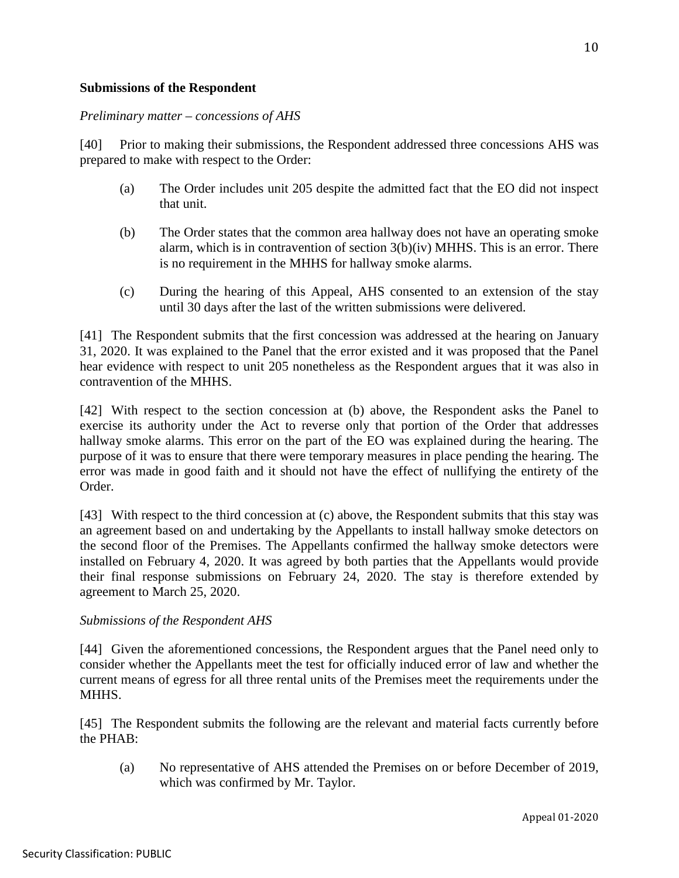**Submissions of the Respondent**

*Preliminary matter – concessions of AHS*

[40] Prior to making their submissions, the Respondent addressed three concessions AHS was prepared to make with respect to the Order:

(a) The Order includes unit 205 despite the admitted fact that the EO did not inspect that unit.

(b) The Order states that the common area hallway does not have an operating smoke alarm, which is in contravention of section 3(b)(iv) MHHS. This is an error. There is no requirement in the MHHS for hallway smoke alarms.

(c) During the hearing of this Appeal, AHS consented to an extension of the stay until 30 days after the last of the written submissions were delivered.

[41] The Respondent submits that the first concession was addressed at the hearing on January 31, 2020. It was explained to the Panel that the error existed and it was proposed that the Panel hear evidence with respect to unit 205 nonetheless as the Respondent argues that it was also in contravention of the MHHS.

[42] With respect to the section concession at (b) above, the Respondent asks the Panel to exercise its authority under the Act to reverse only that portion of the Order that addresses hallway smoke alarms. This error on the part of the EO was explained during the hearing. The purpose of it was to ensure that there were temporary measures in place pending the hearing. The error was made in good faith and it should not have the effect of nullifying the entirety of the Order.

[43] With respect to the third concession at (c) above, the Respondent submits that this stay was an agreement based on and undertaking by the Appellants to install hallway smoke detectors on the second floor of the Premises. The Appellants confirmed the hallway smoke detectors were installed on February 4, 2020. It was agreed by both parties that the Appellants would provide their final response submissions on February 24, 2020. The stay is therefore extended by agreement to March 25, 2020.

*Submissions of the Respondent AHS*

[44] Given the aforementioned concessions, the Respondent argues that the Panel need only to consider whether the Appellants meet the test for officially induced error of law and whether the current means of egress for all three rental units of the Premises meet the requirements under the MHHS.

[45] The Respondent submits the following are the relevant and material facts currently before the PHAB:

(a) No representative of AHS attended the Premises on or before December of 2019, which was confirmed by Mr. Taylor.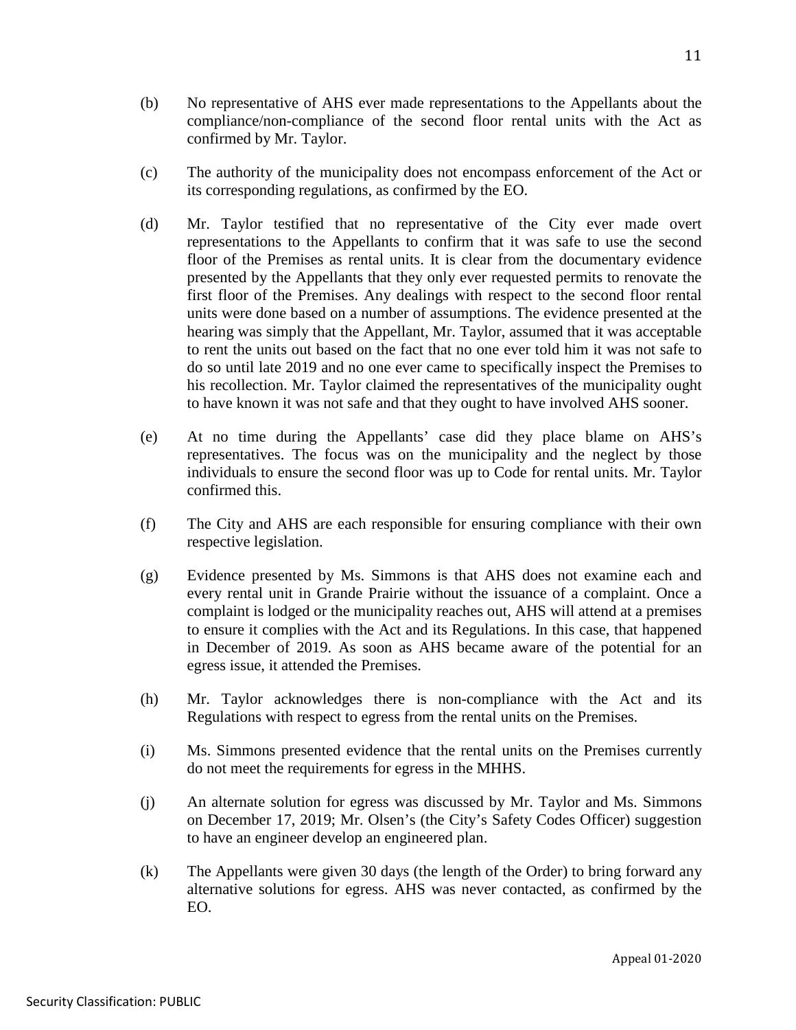(b) No representative of AHS ever made representations to the Appellants about the compliance/non-compliance of the second floor rental units with the Act as confirmed by Mr. Taylor.

(c) The authority of the municipality does not encompass enforcement of the Act or its corresponding regulations, as confirmed by the EO.

(d) Mr. Taylor testified that no representative of the City ever made overt representations to the Appellants to confirm that it was safe to use the second floor of the Premises as rental units. It is clear from the documentary evidence presented by the Appellants that they only ever requested permits to renovate the first floor of the Premises. Any dealings with respect to the second floor rental units were done based on a number of assumptions. The evidence presented at the hearing was simply that the Appellant, Mr. Taylor, assumed that it was acceptable to rent the units out based on the fact that no one ever told him it was not safe to do so until late 2019 and no one ever came to specifically inspect the Premises to his recollection. Mr. Taylor claimed the representatives of the municipality ought to have known it was not safe and that they ought to have involved AHS sooner.

(e) At no time during the Appellants' case did they place blame on AHS's representatives. The focus was on the municipality and the neglect by those individuals to ensure the second floor was up to Code for rental units. Mr. Taylor confirmed this.

(f) The City and AHS are each responsible for ensuring compliance with their own respective legislation.

(g) Evidence presented by Ms. Simmons is that AHS does not examine each and every rental unit in Grande Prairie without the issuance of a complaint. Once a complaint is lodged or the municipality reaches out, AHS will attend at a premises to ensure it complies with the Act and its Regulations. In this case, that happened in December of 2019. As soon as AHS became aware of the potential for an egress issue, it attended the Premises.

(h) Mr. Taylor acknowledges there is non-compliance with the Act and its Regulations with respect to egress from the rental units on the Premises.

(i) Ms. Simmons presented evidence that the rental units on the Premises currently do not meet the requirements for egress in the MHHS.

(j) An alternate solution for egress was discussed by Mr. Taylor and Ms. Simmons on December 17, 2019; Mr. Olsen's (the City's Safety Codes Officer) suggestion to have an engineer develop an engineered plan.

(k) The Appellants were given 30 days (the length of the Order) to bring forward any alternative solutions for egress. AHS was never contacted, as confirmed by the EO.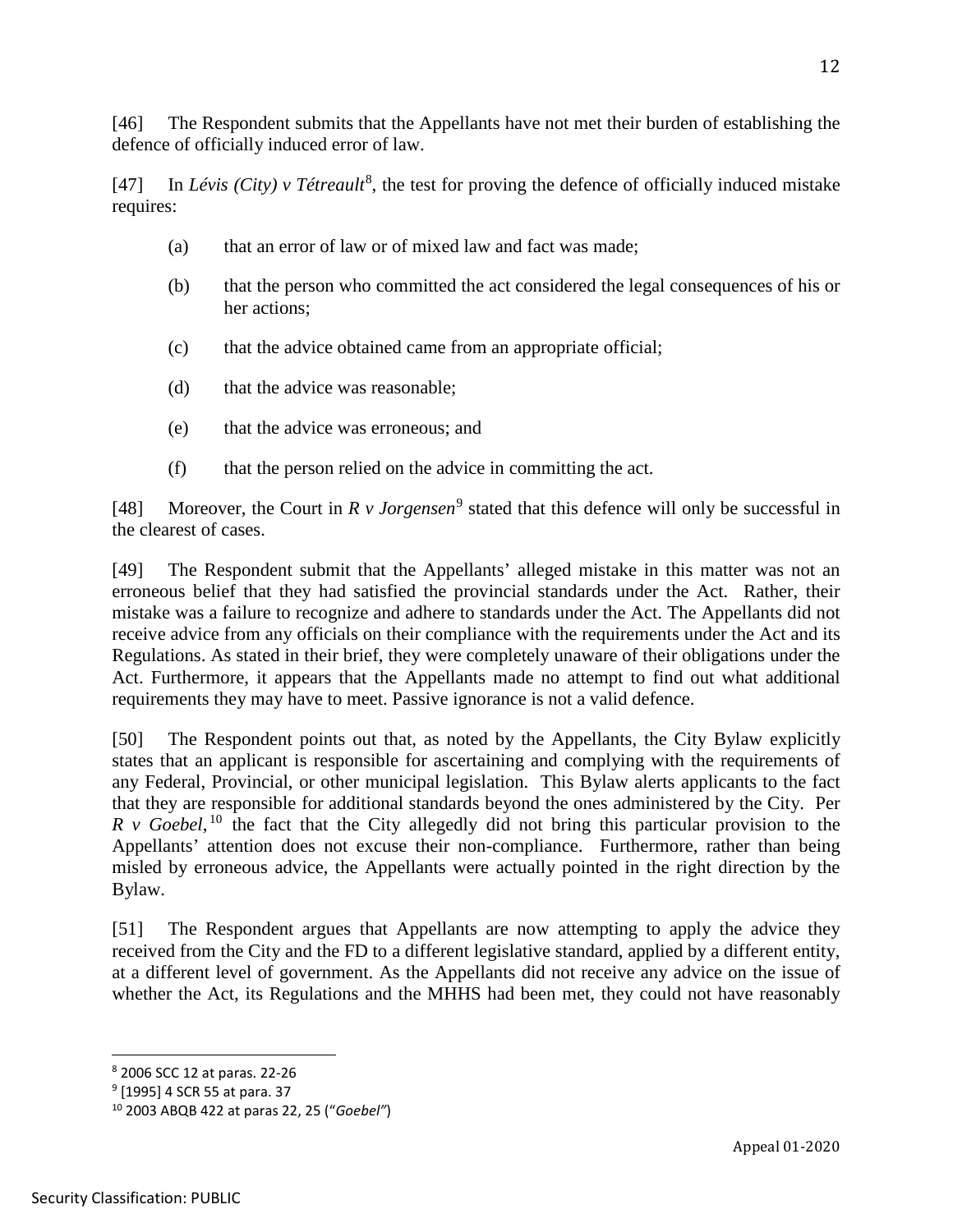[46] The Respondent submits that the Appellants have not met their burden of establishing the defence of officially induced error of law.

[47] In *Lévis (City) v Tétreault*[8], the test for proving the defence of officially induced mistake requires:

> (a) that an error of law or of mixed law and fact was made;
>
> (b) that the person who committed the act considered the legal consequences of his or her actions;
>
> (c) that the advice obtained came from an appropriate official;
>
> (d) that the advice was reasonable;
>
> (e) that the advice was erroneous; and
>
> (f) that the person relied on the advice in committing the act.

[48] Moreover, the Court in *R v Jorgensen*[9] stated that this defence will only be successful in the clearest of cases.

[49] The Respondent submit that the Appellants' alleged mistake in this matter was not an erroneous belief that they had satisfied the provincial standards under the Act. Rather, their mistake was a failure to recognize and adhere to standards under the Act. The Appellants did not receive advice from any officials on their compliance with the requirements under the Act and its Regulations. As stated in their brief, they were completely unaware of their obligations under the Act. Furthermore, it appears that the Appellants made no attempt to find out what additional requirements they may have to meet. Passive ignorance is not a valid defence.

[50] The Respondent points out that, as noted by the Appellants, the City Bylaw explicitly states that an applicant is responsible for ascertaining and complying with the requirements of any Federal, Provincial, or other municipal legislation. This Bylaw alerts applicants to the fact that they are responsible for additional standards beyond the ones administered by the City. Per *R v Goebel*,[10] the fact that the City allegedly did not bring this particular provision to the Appellants' attention does not excuse their non-compliance. Furthermore, rather than being misled by erroneous advice, the Appellants were actually pointed in the right direction by the Bylaw.

[51] The Respondent argues that Appellants are now attempting to apply the advice they received from the City and the FD to a different legislative standard, applied by a different entity, at a different level of government. As the Appellants did not receive any advice on the issue of whether the Act, its Regulations and the MHHS had been met, they could not have reasonably

---

[8] 2006 SCC 12 at paras. 22-26

[9] [1995] 4 SCR 55 at para. 37

[10] 2003 ABQB 422 at paras 22, 25 ("*Goebel*")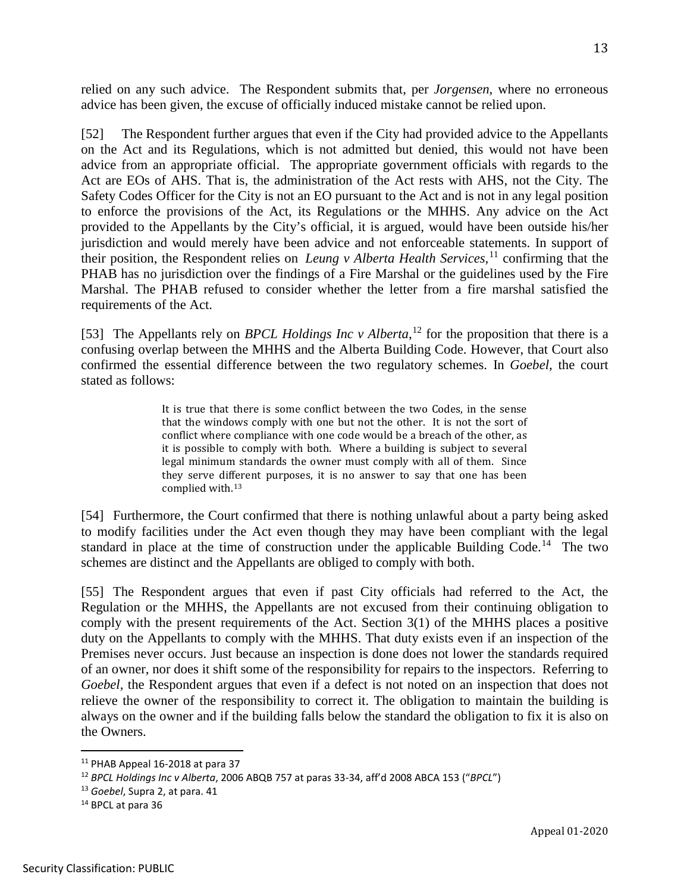relied on any such advice. The Respondent submits that, per *Jorgensen*, where no erroneous advice has been given, the excuse of officially induced mistake cannot be relied upon.

[52] The Respondent further argues that even if the City had provided advice to the Appellants on the Act and its Regulations, which is not admitted but denied, this would not have been advice from an appropriate official. The appropriate government officials with regards to the Act are EOs of AHS. That is, the administration of the Act rests with AHS, not the City. The Safety Codes Officer for the City is not an EO pursuant to the Act and is not in any legal position to enforce the provisions of the Act, its Regulations or the MHHS. Any advice on the Act provided to the Appellants by the City's official, it is argued, would have been outside his/her jurisdiction and would merely have been advice and not enforceable statements. In support of their position, the Respondent relies on *Leung v Alberta Health Services*,[11] confirming that the PHAB has no jurisdiction over the findings of a Fire Marshal or the guidelines used by the Fire Marshal. The PHAB refused to consider whether the letter from a fire marshal satisfied the requirements of the Act.

[53] The Appellants rely on *BPCL Holdings Inc v Alberta*,[12] for the proposition that there is a confusing overlap between the MHHS and the Alberta Building Code. However, that Court also confirmed the essential difference between the two regulatory schemes. In *Goebel*, the court stated as follows:

> It is true that there is some conflict between the two Codes, in the sense that the windows comply with one but not the other. It is not the sort of conflict where compliance with one code would be a breach of the other, as it is possible to comply with both. Where a building is subject to several legal minimum standards the owner must comply with all of them. Since they serve different purposes, it is no answer to say that one has been complied with.[13]

[54] Furthermore, the Court confirmed that there is nothing unlawful about a party being asked to modify facilities under the Act even though they may have been compliant with the legal standard in place at the time of construction under the applicable Building Code.[14] The two schemes are distinct and the Appellants are obliged to comply with both.

[55] The Respondent argues that even if past City officials had referred to the Act, the Regulation or the MHHS, the Appellants are not excused from their continuing obligation to comply with the present requirements of the Act. Section 3(1) of the MHHS places a positive duty on the Appellants to comply with the MHHS. That duty exists even if an inspection of the Premises never occurs. Just because an inspection is done does not lower the standards required of an owner, nor does it shift some of the responsibility for repairs to the inspectors. Referring to *Goebel*, the Respondent argues that even if a defect is not noted on an inspection that does not relieve the owner of the responsibility to correct it. The obligation to maintain the building is always on the owner and if the building falls below the standard the obligation to fix it is also on the Owners.

---

[11] PHAB Appeal 16-2018 at para 37

[12] *BPCL Holdings Inc v Alberta*, 2006 ABQB 757 at paras 33-34, aff'd 2008 ABCA 153 ("*BPCL*")

[13] *Goebel*, Supra 2, at para. 41

[14] BPCL at para 36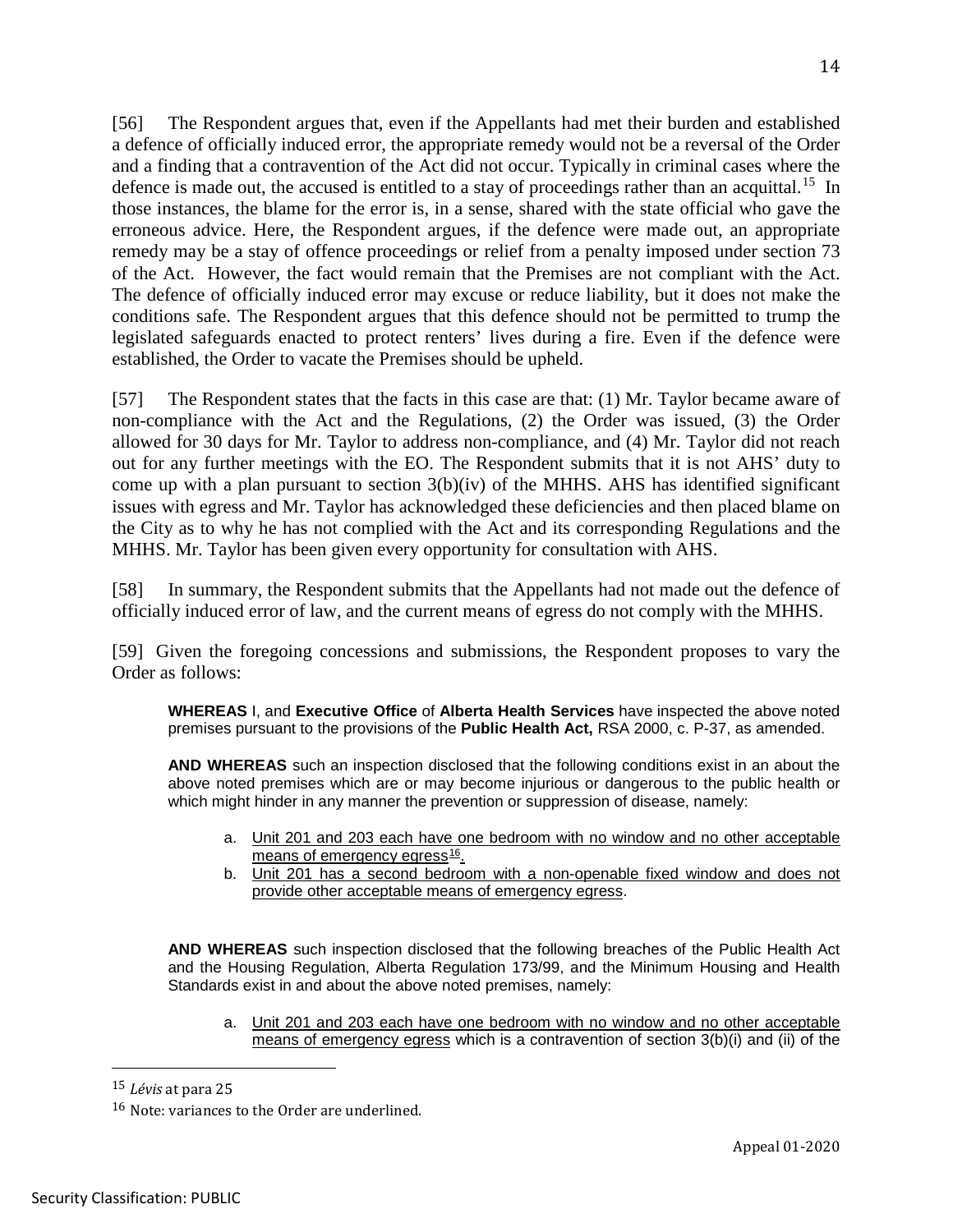[56] The Respondent argues that, even if the Appellants had met their burden and established a defence of officially induced error, the appropriate remedy would not be a reversal of the Order and a finding that a contravention of the Act did not occur. Typically in criminal cases where the defence is made out, the accused is entitled to a stay of proceedings rather than an acquittal.[15] In those instances, the blame for the error is, in a sense, shared with the state official who gave the erroneous advice. Here, the Respondent argues, if the defence were made out, an appropriate remedy may be a stay of offence proceedings or relief from a penalty imposed under section 73 of the Act. However, the fact would remain that the Premises are not compliant with the Act. The defence of officially induced error may excuse or reduce liability, but it does not make the conditions safe. The Respondent argues that this defence should not be permitted to trump the legislated safeguards enacted to protect renters' lives during a fire. Even if the defence were established, the Order to vacate the Premises should be upheld.

[57] The Respondent states that the facts in this case are that: (1) Mr. Taylor became aware of non-compliance with the Act and the Regulations, (2) the Order was issued, (3) the Order allowed for 30 days for Mr. Taylor to address non-compliance, and (4) Mr. Taylor did not reach out for any further meetings with the EO. The Respondent submits that it is not AHS' duty to come up with a plan pursuant to section 3(b)(iv) of the MHHS. AHS has identified significant issues with egress and Mr. Taylor has acknowledged these deficiencies and then placed blame on the City as to why he has not complied with the Act and its corresponding Regulations and the MHHS. Mr. Taylor has been given every opportunity for consultation with AHS.

[58] In summary, the Respondent submits that the Appellants had not made out the defence of officially induced error of law, and the current means of egress do not comply with the MHHS.

[59] Given the foregoing concessions and submissions, the Respondent proposes to vary the Order as follows:

> **WHEREAS** I, and **Executive Office** of **Alberta Health Services** have inspected the above noted premises pursuant to the provisions of the **Public Health Act,** RSA 2000, c. P-37, as amended.
>
> **AND WHEREAS** such an inspection disclosed that the following conditions exist in an about the above noted premises which are or may become injurious or dangerous to the public health or which might hinder in any manner the prevention or suppression of disease, namely:
>
> a. <u>Unit 201 and 203 each have one bedroom with no window and no other acceptable means of emergency egress</u>[16].
> b. <u>Unit 201 has a second bedroom with a non-openable fixed window and does not provide other acceptable means of emergency egress</u>.
>
> **AND WHEREAS** such inspection disclosed that the following breaches of the Public Health Act and the Housing Regulation, Alberta Regulation 173/99, and the Minimum Housing and Health Standards exist in and about the above noted premises, namely:
>
> a. <u>Unit 201 and 203 each have one bedroom with no window and no other acceptable means of emergency egress</u> which is a contravention of section 3(b)(i) and (ii) of the

---

[15] *Lévis* at para 25

[16] Note: variances to the Order are underlined.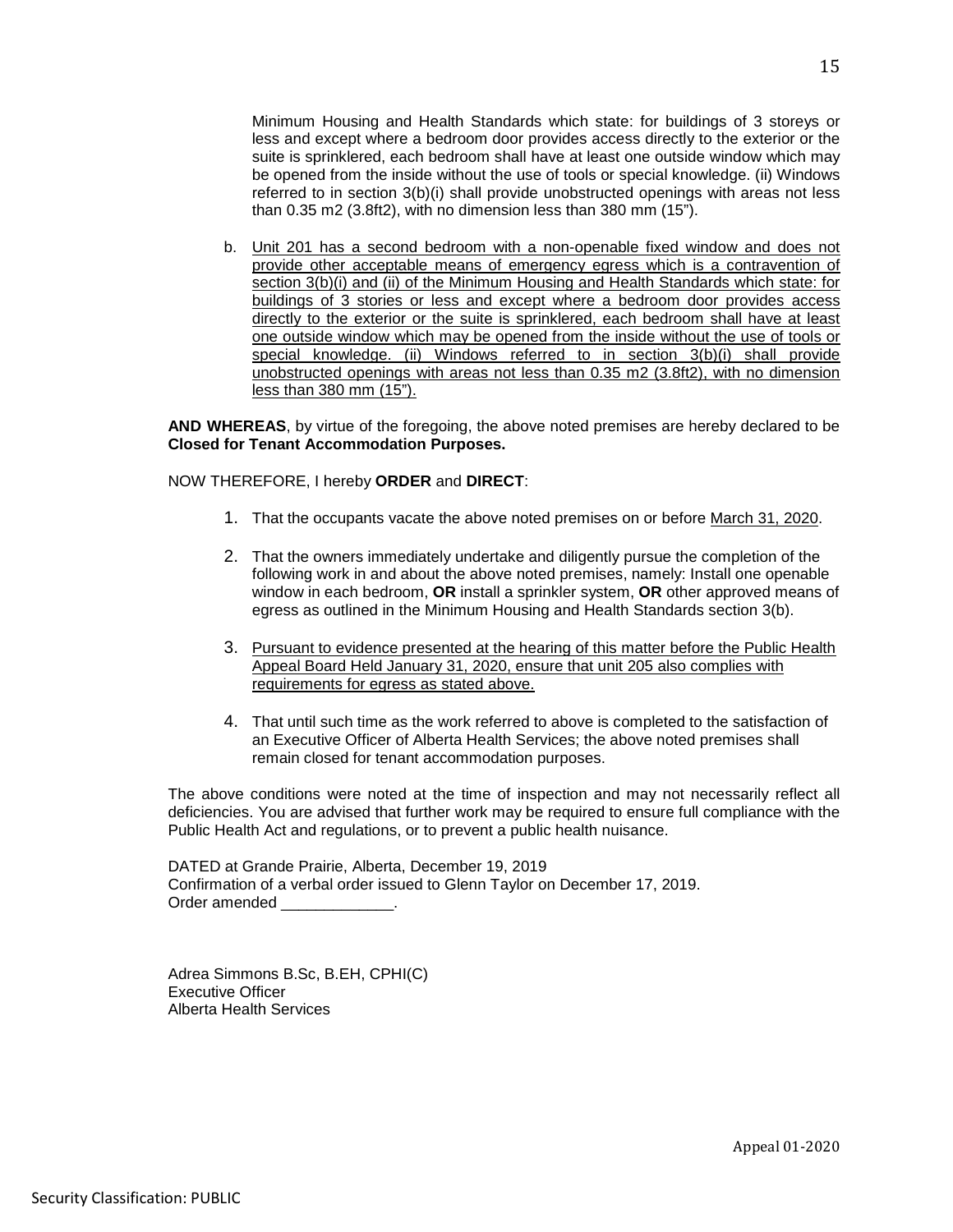Minimum Housing and Health Standards which state: for buildings of 3 storeys or less and except where a bedroom door provides access directly to the exterior or the suite is sprinklered, each bedroom shall have at least one outside window which may be opened from the inside without the use of tools or special knowledge. (ii) Windows referred to in section 3(b)(i) shall provide unobstructed openings with areas not less than 0.35 m2 (3.8ft2), with no dimension less than 380 mm (15").

b. Unit 201 has a second bedroom with a non-openable fixed window and does not provide other acceptable means of emergency egress which is a contravention of section 3(b)(i) and (ii) of the Minimum Housing and Health Standards which state: for buildings of 3 stories or less and except where a bedroom door provides access directly to the exterior or the suite is sprinklered, each bedroom shall have at least one outside window which may be opened from the inside without the use of tools or special knowledge. (ii) Windows referred to in section 3(b)(i) shall provide unobstructed openings with areas not less than 0.35 m2 (3.8ft2), with no dimension less than 380 mm (15").

**AND WHEREAS**, by virtue of the foregoing, the above noted premises are hereby declared to be **Closed for Tenant Accommodation Purposes.**

NOW THEREFORE, I hereby **ORDER** and **DIRECT**:

1. That the occupants vacate the above noted premises on or before March 31, 2020.
2. That the owners immediately undertake and diligently pursue the completion of the following work in and about the above noted premises, namely: Install one openable window in each bedroom, **OR** install a sprinkler system, **OR** other approved means of egress as outlined in the Minimum Housing and Health Standards section 3(b).
3. Pursuant to evidence presented at the hearing of this matter before the Public Health Appeal Board Held January 31, 2020, ensure that unit 205 also complies with requirements for egress as stated above.
4. That until such time as the work referred to above is completed to the satisfaction of an Executive Officer of Alberta Health Services; the above noted premises shall remain closed for tenant accommodation purposes.

The above conditions were noted at the time of inspection and may not necessarily reflect all deficiencies. You are advised that further work may be required to ensure full compliance with the Public Health Act and regulations, or to prevent a public health nuisance.

DATED at Grande Prairie, Alberta, December 19, 2019
Confirmation of a verbal order issued to Glenn Taylor on December 17, 2019.
Order amended _____________.

Adrea Simmons B.Sc, B.EH, CPHI(C)
Executive Officer
Alberta Health Services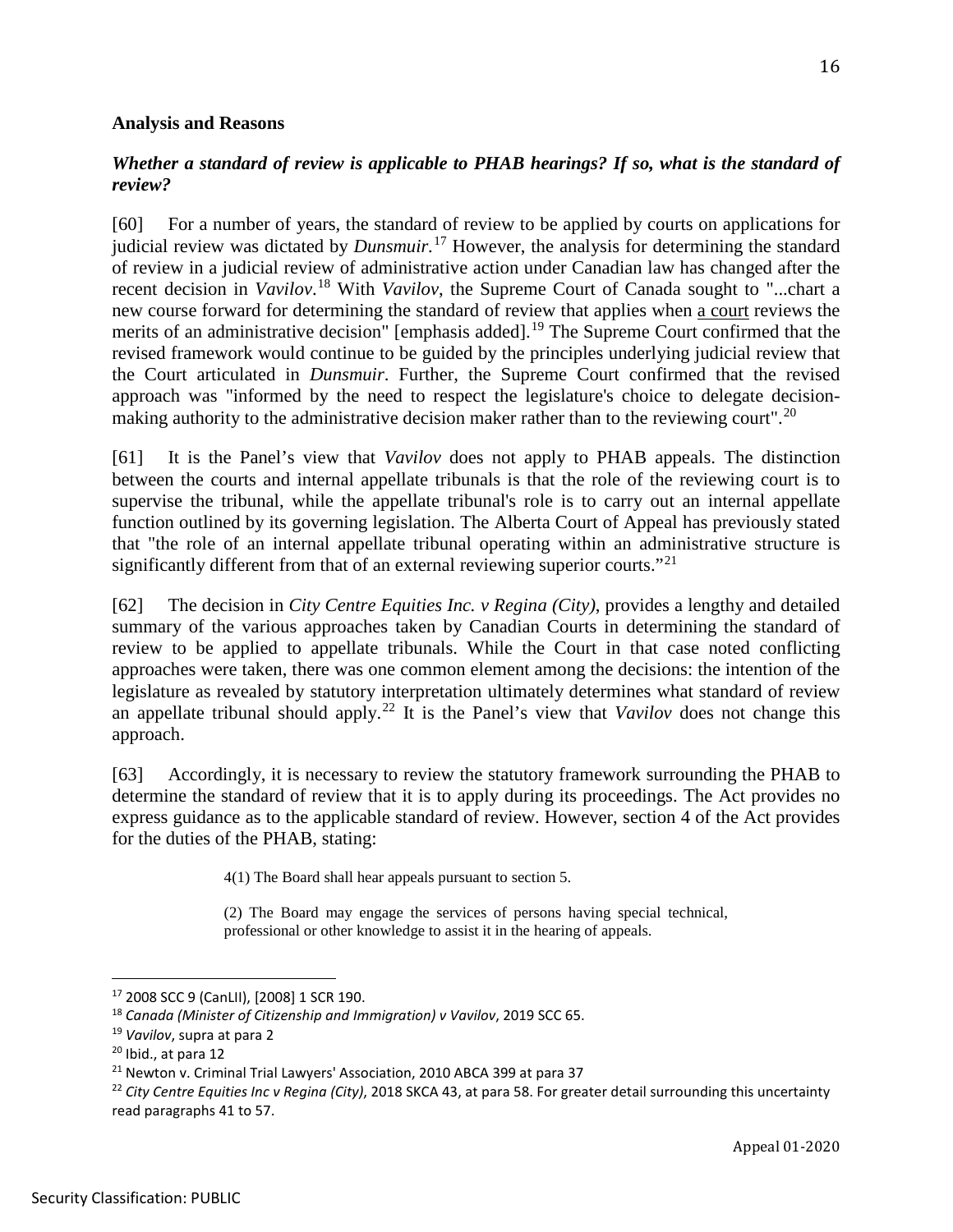**Analysis and Reasons**

***Whether a standard of review is applicable to PHAB hearings? If so, what is the standard of review?***

[60] For a number of years, the standard of review to be applied by courts on applications for judicial review was dictated by *Dunsmuir.*[17] However, the analysis for determining the standard of review in a judicial review of administrative action under Canadian law has changed after the recent decision in *Vavilov*.[18] With *Vavilov*, the Supreme Court of Canada sought to "...chart a new course forward for determining the standard of review that applies when <u>a court</u> reviews the merits of an administrative decision" [emphasis added].[19] The Supreme Court confirmed that the revised framework would continue to be guided by the principles underlying judicial review that the Court articulated in *Dunsmuir*. Further, the Supreme Court confirmed that the revised approach was "informed by the need to respect the legislature's choice to delegate decision-making authority to the administrative decision maker rather than to the reviewing court".[20]

[61] It is the Panel's view that *Vavilov* does not apply to PHAB appeals. The distinction between the courts and internal appellate tribunals is that the role of the reviewing court is to supervise the tribunal, while the appellate tribunal's role is to carry out an internal appellate function outlined by its governing legislation. The Alberta Court of Appeal has previously stated that "the role of an internal appellate tribunal operating within an administrative structure is significantly different from that of an external reviewing superior courts."[21]

[62] The decision in *City Centre Equities Inc. v Regina (City)*, provides a lengthy and detailed summary of the various approaches taken by Canadian Courts in determining the standard of review to be applied to appellate tribunals. While the Court in that case noted conflicting approaches were taken, there was one common element among the decisions: the intention of the legislature as revealed by statutory interpretation ultimately determines what standard of review an appellate tribunal should apply.[22] It is the Panel's view that *Vavilov* does not change this approach.

[63] Accordingly, it is necessary to review the statutory framework surrounding the PHAB to determine the standard of review that it is to apply during its proceedings. The Act provides no express guidance as to the applicable standard of review. However, section 4 of the Act provides for the duties of the PHAB, stating:

> 4(1) The Board shall hear appeals pursuant to section 5.
>
> (2) The Board may engage the services of persons having special technical, professional or other knowledge to assist it in the hearing of appeals.

---

[17] 2008 SCC 9 (CanLII), [2008] 1 SCR 190.

[18] *Canada (Minister of Citizenship and Immigration) v Vavilov*, 2019 SCC 65.

[19] *Vavilov*, supra at para 2

[20] Ibid., at para 12

[21] Newton v. Criminal Trial Lawyers' Association, 2010 ABCA 399 at para 37

[22] *City Centre Equities Inc v Regina (City)*, 2018 SKCA 43, at para 58. For greater detail surrounding this uncertainty read paragraphs 41 to 57.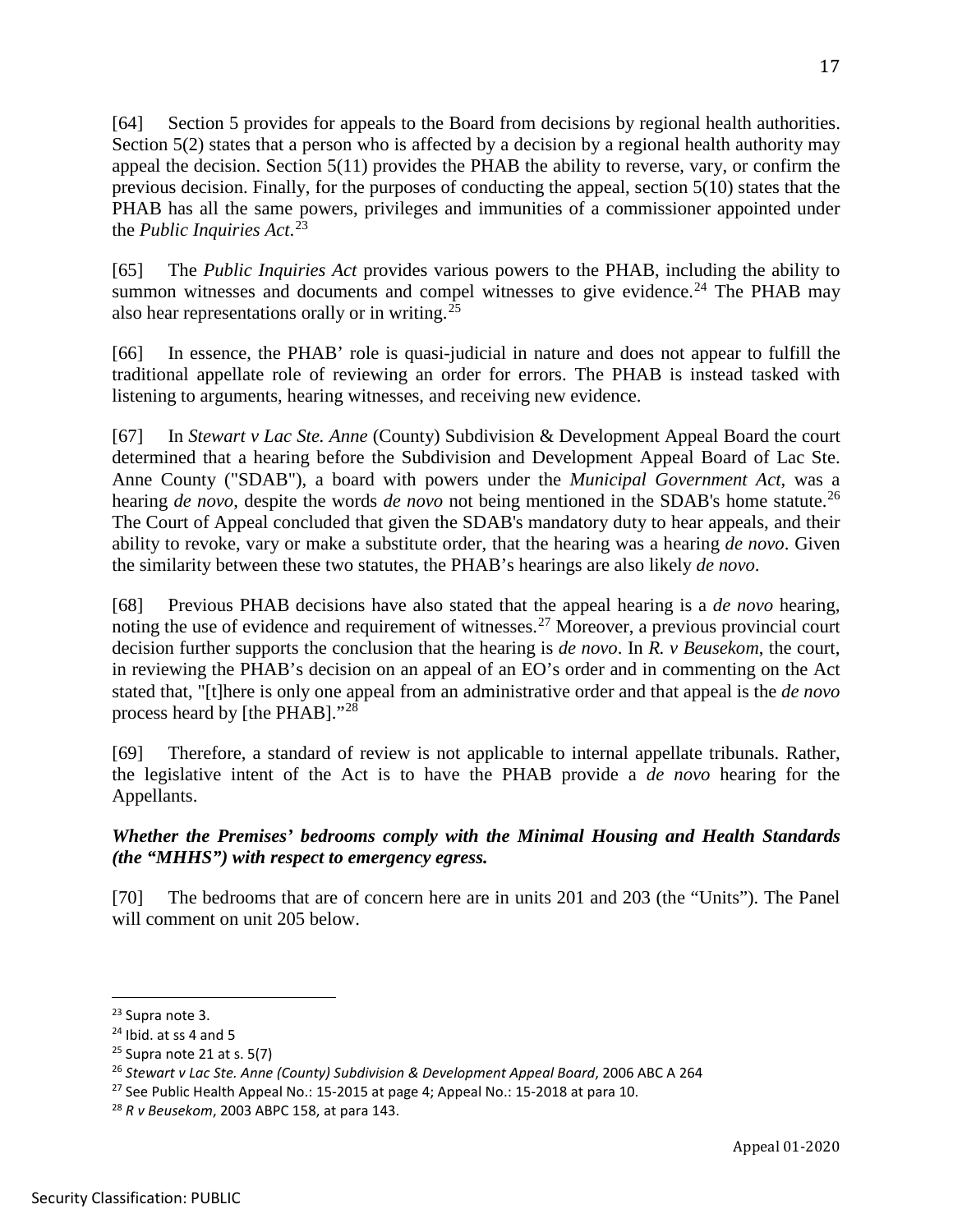[64] Section 5 provides for appeals to the Board from decisions by regional health authorities. Section 5(2) states that a person who is affected by a decision by a regional health authority may appeal the decision. Section 5(11) provides the PHAB the ability to reverse, vary, or confirm the previous decision. Finally, for the purposes of conducting the appeal, section 5(10) states that the PHAB has all the same powers, privileges and immunities of a commissioner appointed under the *Public Inquiries Act.*[23]

[65] The *Public Inquiries Act* provides various powers to the PHAB, including the ability to summon witnesses and documents and compel witnesses to give evidence.[24] The PHAB may also hear representations orally or in writing.[25]

[66] In essence, the PHAB' role is quasi-judicial in nature and does not appear to fulfill the traditional appellate role of reviewing an order for errors. The PHAB is instead tasked with listening to arguments, hearing witnesses, and receiving new evidence.

[67] In *Stewart v Lac Ste. Anne* (County) Subdivision & Development Appeal Board the court determined that a hearing before the Subdivision and Development Appeal Board of Lac Ste. Anne County ("SDAB"), a board with powers under the *Municipal Government Act*, was a hearing *de novo*, despite the words *de novo* not being mentioned in the SDAB's home statute.[26] The Court of Appeal concluded that given the SDAB's mandatory duty to hear appeals, and their ability to revoke, vary or make a substitute order, that the hearing was a hearing *de novo*. Given the similarity between these two statutes, the PHAB's hearings are also likely *de novo*.

[68] Previous PHAB decisions have also stated that the appeal hearing is a *de novo* hearing, noting the use of evidence and requirement of witnesses.[27] Moreover, a previous provincial court decision further supports the conclusion that the hearing is *de novo*. In *R. v Beusekom*, the court, in reviewing the PHAB's decision on an appeal of an EO's order and in commenting on the Act stated that, "[t]here is only one appeal from an administrative order and that appeal is the *de novo* process heard by [the PHAB]."[28]

[69] Therefore, a standard of review is not applicable to internal appellate tribunals. Rather, the legislative intent of the Act is to have the PHAB provide a *de novo* hearing for the Appellants.

***Whether the Premises' bedrooms comply with the Minimal Housing and Health Standards (the "MHHS") with respect to emergency egress.***

[70] The bedrooms that are of concern here are in units 201 and 203 (the "Units"). The Panel will comment on unit 205 below.

---

[23] Supra note 3.
[24] Ibid. at ss 4 and 5
[25] Supra note 21 at s. 5(7)
[26] *Stewart v Lac Ste. Anne (County) Subdivision & Development Appeal Board*, 2006 ABC A 264
[27] See Public Health Appeal No.: 15-2015 at page 4; Appeal No.: 15-2018 at para 10.
[28] *R v Beusekom*, 2003 ABPC 158, at para 143.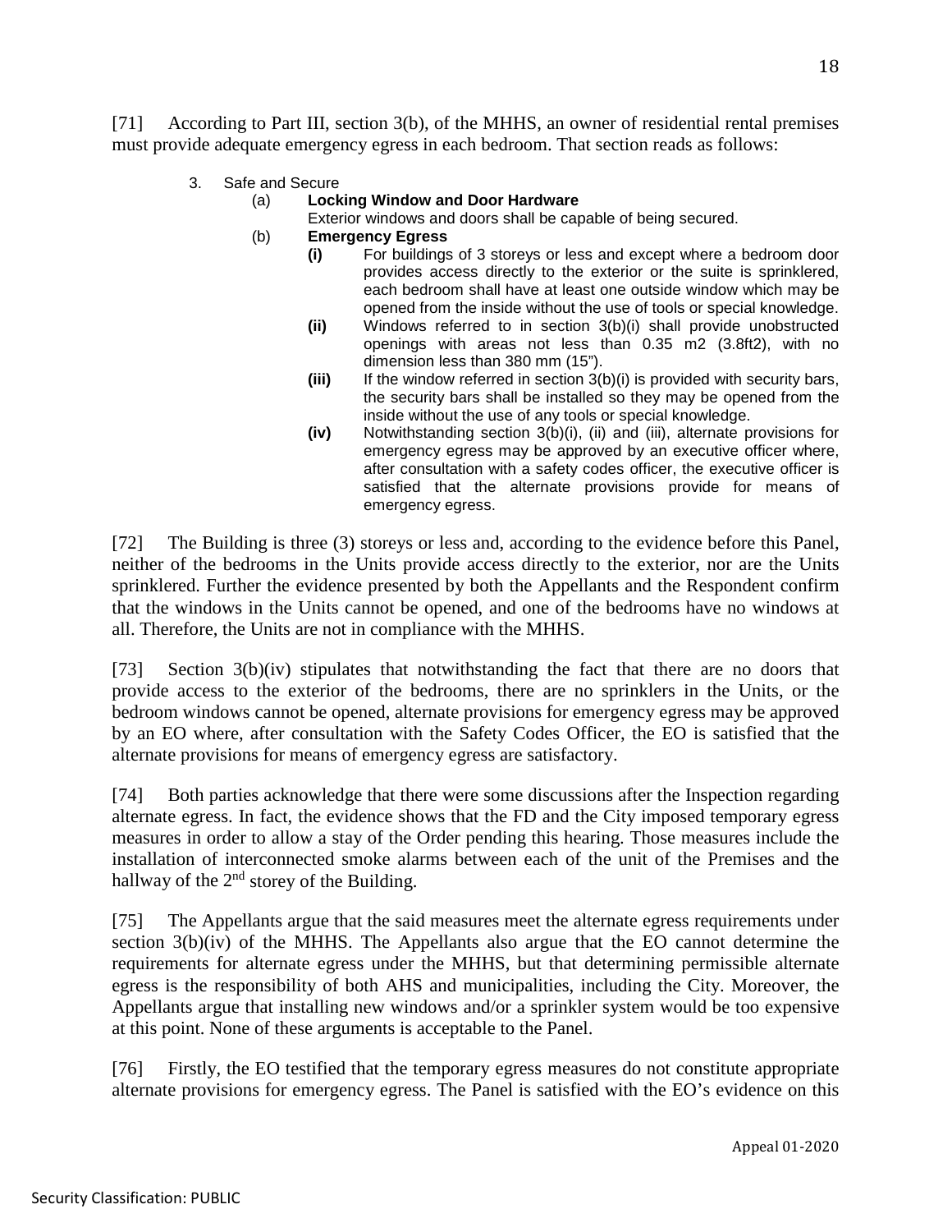[71] According to Part III, section 3(b), of the MHHS, an owner of residential rental premises must provide adequate emergency egress in each bedroom. That section reads as follows:

> 3. Safe and Secure
>    - (a) **Locking Window and Door Hardware**
>      Exterior windows and doors shall be capable of being secured.
>    - (b) **Emergency Egress**
>      - **(i)** For buildings of 3 storeys or less and except where a bedroom door provides access directly to the exterior or the suite is sprinklered, each bedroom shall have at least one outside window which may be opened from the inside without the use of tools or special knowledge.
>      - **(ii)** Windows referred to in section 3(b)(i) shall provide unobstructed openings with areas not less than 0.35 m2 (3.8ft2), with no dimension less than 380 mm (15").
>      - **(iii)** If the window referred in section 3(b)(i) is provided with security bars, the security bars shall be installed so they may be opened from the inside without the use of any tools or special knowledge.
>      - **(iv)** Notwithstanding section 3(b)(i), (ii) and (iii), alternate provisions for emergency egress may be approved by an executive officer where, after consultation with a safety codes officer, the executive officer is satisfied that the alternate provisions provide for means of emergency egress.

[72] The Building is three (3) storeys or less and, according to the evidence before this Panel, neither of the bedrooms in the Units provide access directly to the exterior, nor are the Units sprinklered. Further the evidence presented by both the Appellants and the Respondent confirm that the windows in the Units cannot be opened, and one of the bedrooms have no windows at all. Therefore, the Units are not in compliance with the MHHS.

[73] Section 3(b)(iv) stipulates that notwithstanding the fact that there are no doors that provide access to the exterior of the bedrooms, there are no sprinklers in the Units, or the bedroom windows cannot be opened, alternate provisions for emergency egress may be approved by an EO where, after consultation with the Safety Codes Officer, the EO is satisfied that the alternate provisions for means of emergency egress are satisfactory.

[74] Both parties acknowledge that there were some discussions after the Inspection regarding alternate egress. In fact, the evidence shows that the FD and the City imposed temporary egress measures in order to allow a stay of the Order pending this hearing. Those measures include the installation of interconnected smoke alarms between each of the unit of the Premises and the hallway of the 2nd storey of the Building.

[75] The Appellants argue that the said measures meet the alternate egress requirements under section 3(b)(iv) of the MHHS. The Appellants also argue that the EO cannot determine the requirements for alternate egress under the MHHS, but that determining permissible alternate egress is the responsibility of both AHS and municipalities, including the City. Moreover, the Appellants argue that installing new windows and/or a sprinkler system would be too expensive at this point. None of these arguments is acceptable to the Panel.

[76] Firstly, the EO testified that the temporary egress measures do not constitute appropriate alternate provisions for emergency egress. The Panel is satisfied with the EO's evidence on this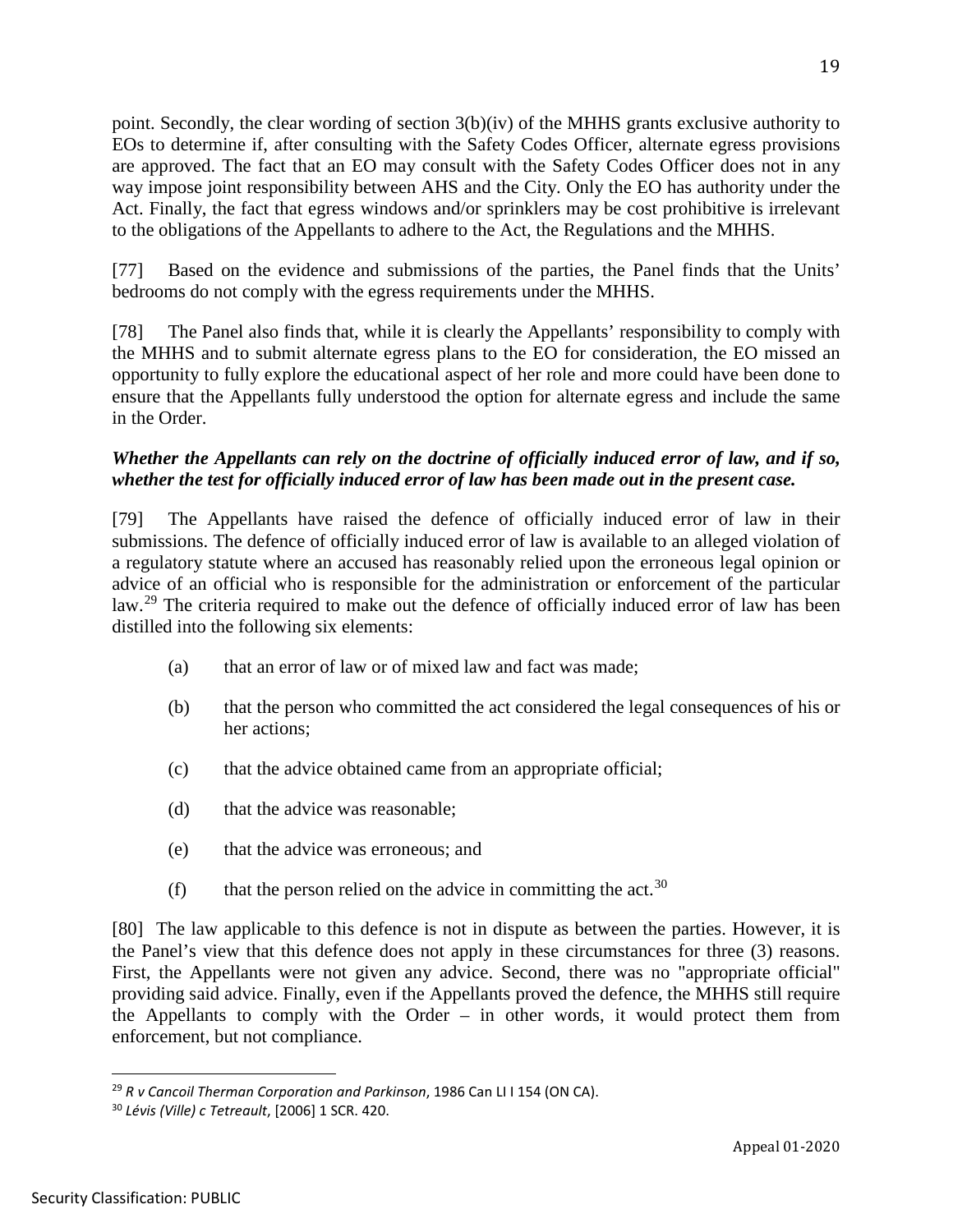point. Secondly, the clear wording of section 3(b)(iv) of the MHHS grants exclusive authority to EOs to determine if, after consulting with the Safety Codes Officer, alternate egress provisions are approved. The fact that an EO may consult with the Safety Codes Officer does not in any way impose joint responsibility between AHS and the City. Only the EO has authority under the Act. Finally, the fact that egress windows and/or sprinklers may be cost prohibitive is irrelevant to the obligations of the Appellants to adhere to the Act, the Regulations and the MHHS.

[77] Based on the evidence and submissions of the parties, the Panel finds that the Units' bedrooms do not comply with the egress requirements under the MHHS.

[78] The Panel also finds that, while it is clearly the Appellants' responsibility to comply with the MHHS and to submit alternate egress plans to the EO for consideration, the EO missed an opportunity to fully explore the educational aspect of her role and more could have been done to ensure that the Appellants fully understood the option for alternate egress and include the same in the Order.

***Whether the Appellants can rely on the doctrine of officially induced error of law, and if so, whether the test for officially induced error of law has been made out in the present case.***

[79] The Appellants have raised the defence of officially induced error of law in their submissions. The defence of officially induced error of law is available to an alleged violation of a regulatory statute where an accused has reasonably relied upon the erroneous legal opinion or advice of an official who is responsible for the administration or enforcement of the particular law.[29] The criteria required to make out the defence of officially induced error of law has been distilled into the following six elements:

(a) that an error of law or of mixed law and fact was made;

(b) that the person who committed the act considered the legal consequences of his or her actions;

(c) that the advice obtained came from an appropriate official;

(d) that the advice was reasonable;

(e) that the advice was erroneous; and

(f) that the person relied on the advice in committing the act.[30]

[80] The law applicable to this defence is not in dispute as between the parties. However, it is the Panel's view that this defence does not apply in these circumstances for three (3) reasons. First, the Appellants were not given any advice. Second, there was no "appropriate official" providing said advice. Finally, even if the Appellants proved the defence, the MHHS still require the Appellants to comply with the Order – in other words, it would protect them from enforcement, but not compliance.

---

[29] *R v Cancoil Therman Corporation and Parkinson*, 1986 Can LI I 154 (ON CA).

[30] *Lévis (Ville) c Tetreault*, [2006] 1 SCR. 420.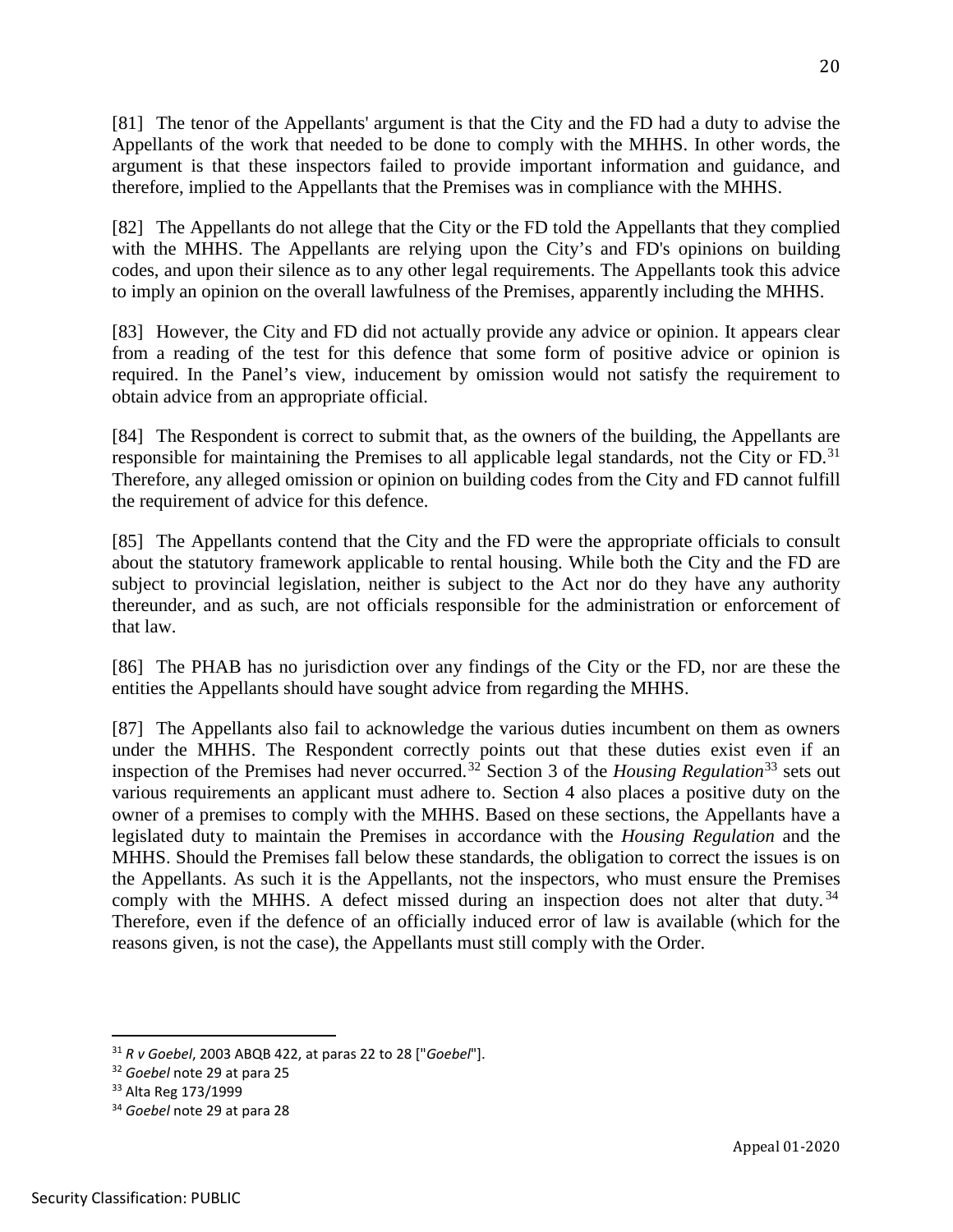[81] The tenor of the Appellants' argument is that the City and the FD had a duty to advise the Appellants of the work that needed to be done to comply with the MHHS. In other words, the argument is that these inspectors failed to provide important information and guidance, and therefore, implied to the Appellants that the Premises was in compliance with the MHHS.

[82] The Appellants do not allege that the City or the FD told the Appellants that they complied with the MHHS. The Appellants are relying upon the City's and FD's opinions on building codes, and upon their silence as to any other legal requirements. The Appellants took this advice to imply an opinion on the overall lawfulness of the Premises, apparently including the MHHS.

[83] However, the City and FD did not actually provide any advice or opinion. It appears clear from a reading of the test for this defence that some form of positive advice or opinion is required. In the Panel's view, inducement by omission would not satisfy the requirement to obtain advice from an appropriate official.

[84] The Respondent is correct to submit that, as the owners of the building, the Appellants are responsible for maintaining the Premises to all applicable legal standards, not the City or FD.[31] Therefore, any alleged omission or opinion on building codes from the City and FD cannot fulfill the requirement of advice for this defence.

[85] The Appellants contend that the City and the FD were the appropriate officials to consult about the statutory framework applicable to rental housing. While both the City and the FD are subject to provincial legislation, neither is subject to the Act nor do they have any authority thereunder, and as such, are not officials responsible for the administration or enforcement of that law.

[86] The PHAB has no jurisdiction over any findings of the City or the FD, nor are these the entities the Appellants should have sought advice from regarding the MHHS.

[87] The Appellants also fail to acknowledge the various duties incumbent on them as owners under the MHHS. The Respondent correctly points out that these duties exist even if an inspection of the Premises had never occurred.[32] Section 3 of the *Housing Regulation*[33] sets out various requirements an applicant must adhere to. Section 4 also places a positive duty on the owner of a premises to comply with the MHHS. Based on these sections, the Appellants have a legislated duty to maintain the Premises in accordance with the *Housing Regulation* and the MHHS. Should the Premises fall below these standards, the obligation to correct the issues is on the Appellants. As such it is the Appellants, not the inspectors, who must ensure the Premises comply with the MHHS. A defect missed during an inspection does not alter that duty.[34] Therefore, even if the defence of an officially induced error of law is available (which for the reasons given, is not the case), the Appellants must still comply with the Order.

---

[31] *R v Goebel*, 2003 ABQB 422, at paras 22 to 28 ["*Goebel*"].

[32] *Goebel* note 29 at para 25

[33] Alta Reg 173/1999

[34] *Goebel* note 29 at para 28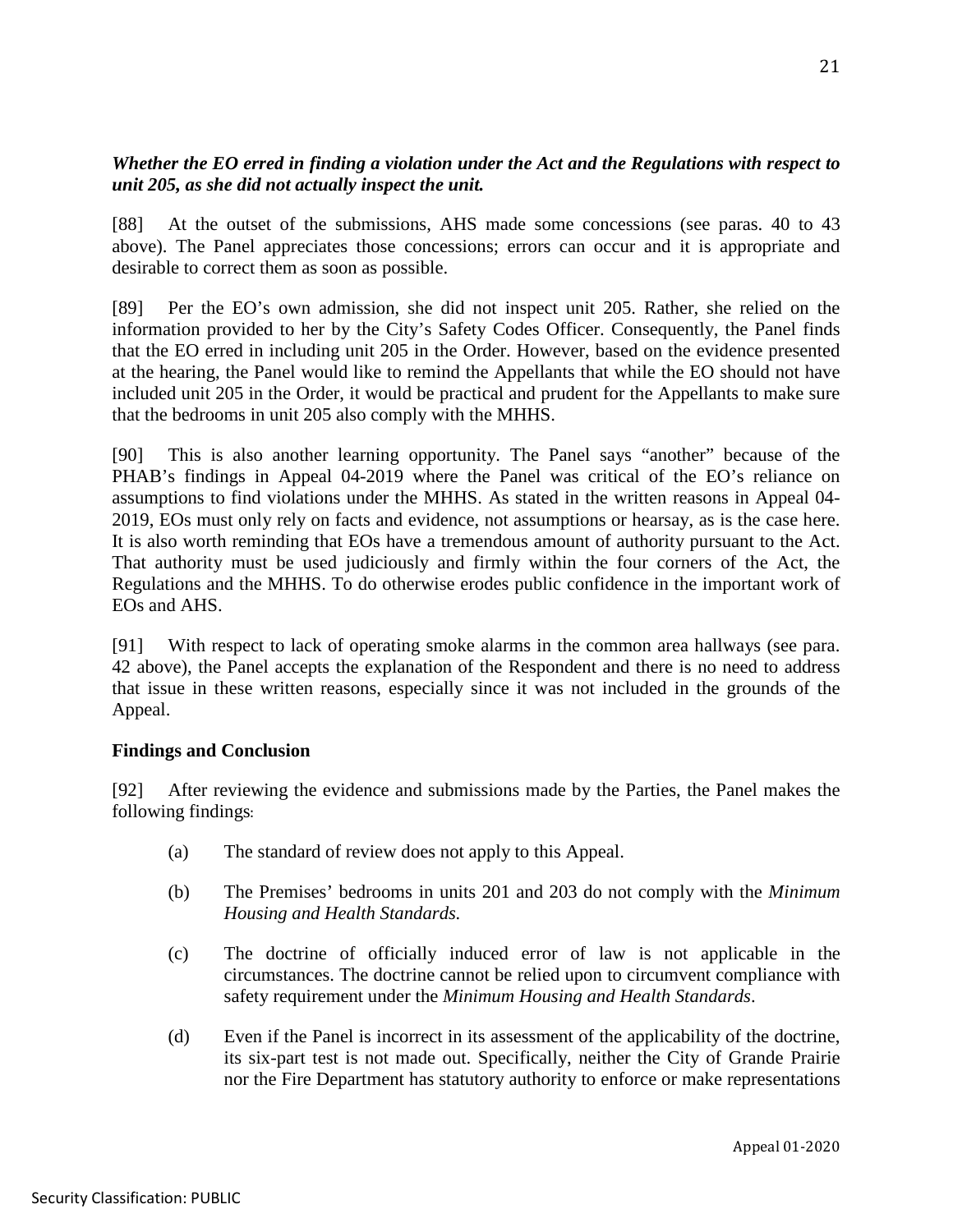***Whether the EO erred in finding a violation under the Act and the Regulations with respect to unit 205, as she did not actually inspect the unit.***

[88] At the outset of the submissions, AHS made some concessions (see paras. 40 to 43 above). The Panel appreciates those concessions; errors can occur and it is appropriate and desirable to correct them as soon as possible.

[89] Per the EO's own admission, she did not inspect unit 205. Rather, she relied on the information provided to her by the City's Safety Codes Officer. Consequently, the Panel finds that the EO erred in including unit 205 in the Order. However, based on the evidence presented at the hearing, the Panel would like to remind the Appellants that while the EO should not have included unit 205 in the Order, it would be practical and prudent for the Appellants to make sure that the bedrooms in unit 205 also comply with the MHHS.

[90] This is also another learning opportunity. The Panel says "another" because of the PHAB's findings in Appeal 04-2019 where the Panel was critical of the EO's reliance on assumptions to find violations under the MHHS. As stated in the written reasons in Appeal 04-2019, EOs must only rely on facts and evidence, not assumptions or hearsay, as is the case here. It is also worth reminding that EOs have a tremendous amount of authority pursuant to the Act. That authority must be used judiciously and firmly within the four corners of the Act, the Regulations and the MHHS. To do otherwise erodes public confidence in the important work of EOs and AHS.

[91] With respect to lack of operating smoke alarms in the common area hallways (see para. 42 above), the Panel accepts the explanation of the Respondent and there is no need to address that issue in these written reasons, especially since it was not included in the grounds of the Appeal.

**Findings and Conclusion**

[92] After reviewing the evidence and submissions made by the Parties, the Panel makes the following findings:

(a) The standard of review does not apply to this Appeal.

(b) The Premises' bedrooms in units 201 and 203 do not comply with the *Minimum Housing and Health Standards.*

(c) The doctrine of officially induced error of law is not applicable in the circumstances. The doctrine cannot be relied upon to circumvent compliance with safety requirement under the *Minimum Housing and Health Standards*.

(d) Even if the Panel is incorrect in its assessment of the applicability of the doctrine, its six-part test is not made out. Specifically, neither the City of Grande Prairie nor the Fire Department has statutory authority to enforce or make representations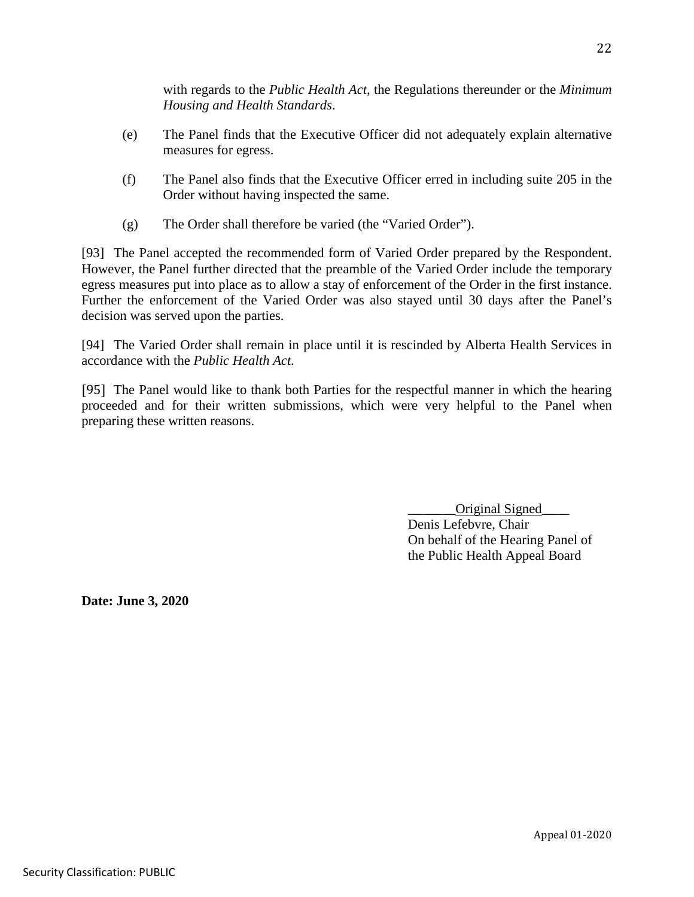with regards to the *Public Health Act,* the Regulations thereunder or the *Minimum Housing and Health Standards*.

(e) The Panel finds that the Executive Officer did not adequately explain alternative measures for egress.

(f) The Panel also finds that the Executive Officer erred in including suite 205 in the Order without having inspected the same.

(g) The Order shall therefore be varied (the "Varied Order").

[93] The Panel accepted the recommended form of Varied Order prepared by the Respondent. However, the Panel further directed that the preamble of the Varied Order include the temporary egress measures put into place as to allow a stay of enforcement of the Order in the first instance. Further the enforcement of the Varied Order was also stayed until 30 days after the Panel's decision was served upon the parties.

[94] The Varied Order shall remain in place until it is rescinded by Alberta Health Services in accordance with the *Public Health Act.*

[95] The Panel would like to thank both Parties for the respectful manner in which the hearing proceeded and for their written submissions, which were very helpful to the Panel when preparing these written reasons.

_______Original Signed____
Denis Lefebvre, Chair
On behalf of the Hearing Panel of
the Public Health Appeal Board

**Date: June 3, 2020**

Security Classification: PUBLIC